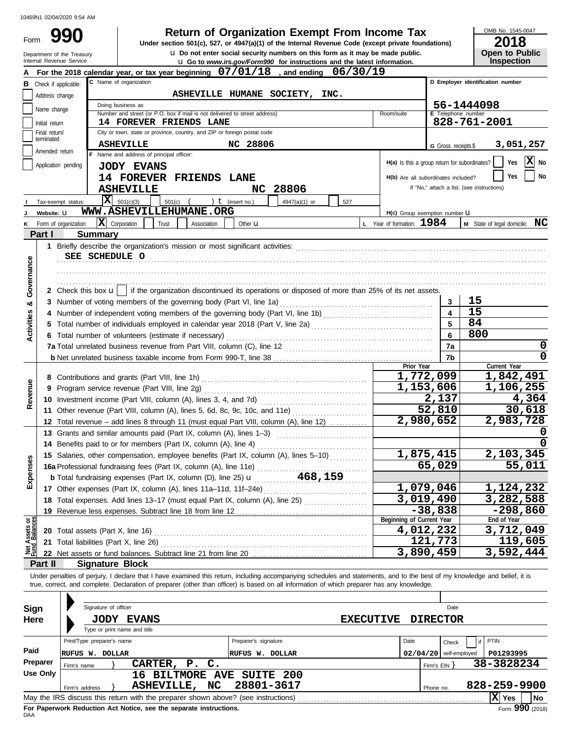10469N1 02/04/2020 9:54 AM

# Form 990

## Return of Organization Exempt From Income Tax

**Under section 501(c), 527, or 4947(a)(1) of the Internal Revenue Code (except private foundations)**

u Do not enter social security numbers on this form as it may be made public.

u Go to *www.irs.gov/Form990* for instructions and the latest information.

Department of the Treasury
Internal Revenue Service

OMB No. 1545-0047

**2018**

**Open to Public Inspection**

**A** For the 2018 calendar year, or tax year beginning **07/01/18**, and ending **06/30/19**

**B** Check if applicable:
- Address change
- Name change
- Initial return
- Final return/terminated
- Amended return
- Application pending

**C** Name of organization: **ASHEVILLE HUMANE SOCIETY, INC.**

Doing business as

Number and street (or P.O. box if mail is not delivered to street address): **14 FOREVER FRIENDS LANE** Room/suite

City or town, state or province, country, and ZIP or foreign postal code: **ASHEVILLE NC 28806**

**D** Employer identification number: **56-1444098**

**E** Telephone number: **828-761-2001**

**G** Gross receipts $ **3,051,257**

**F** Name and address of principal officer:
**JODY EVANS**
**14 FOREVER FRIENDS LANE**
**ASHEVILLE NC 28806**

**H(a)** Is this a group return for subordinates? Yes [ ] No [X]

**H(b)** Are all subordinates included? Yes [ ] No [ ]
If "No," attach a list. (see instructions)

**H(c)** Group exemption number u

**I** Tax-exempt status: [X] 501(c)(3) [ ] 501(c) ( ) t (insert no.) [ ] 4947(a)(1) or [ ] 527

**J** Website: u **WWW.ASHEVILLEHUMANE.ORG**

**K** Form of organization: [X] Corporation [ ] Trust [ ] Association [ ] Other u

**L** Year of formation: **1984**

**M** State of legal domicile: **NC**

## Part I Summary

### Activities & Governance

1 Briefly describe the organization's mission or most significant activities:
**SEE SCHEDULE O**

2 Check this box u [ ] if the organization discontinued its operations or disposed of more than 25% of its net assets.

| | | Line | |
|---|---|---|---|
| 3 | Number of voting members of the governing body (Part VI, line 1a) | 3 | 15 |
| 4 | Number of independent voting members of the governing body (Part VI, line 1b) | 4 | 15 |
| 5 | Total number of individuals employed in calendar year 2018 (Part V, line 2a) | 5 | 84 |
| 6 | Total number of volunteers (estimate if necessary) | 6 | 800 |
| 7a | Total unrelated business revenue from Part VIII, column (C), line 12 | 7a | 0 |
| b | Net unrelated business taxable income from Form 990-T, line 38 | 7b | 0 |

### Revenue / Expenses

| | | Prior Year | Current Year |
|---|---|---|---|
| 8 | Contributions and grants (Part VIII, line 1h) | 1,772,099 | 1,842,491 |
| 9 | Program service revenue (Part VIII, line 2g) | 1,153,606 | 1,106,255 |
| 10 | Investment income (Part VIII, column (A), lines 3, 4, and 7d) | 2,137 | 4,364 |
| 11 | Other revenue (Part VIII, column (A), lines 5, 6d, 8c, 9c, 10c, and 11e) | 52,810 | 30,618 |
| 12 | Total revenue – add lines 8 through 11 (must equal Part VIII, column (A), line 12) | 2,980,652 | 2,983,728 |
| 13 | Grants and similar amounts paid (Part IX, column (A), lines 1–3) | | 0 |
| 14 | Benefits paid to or for members (Part IX, column (A), line 4) | | 0 |
| 15 | Salaries, other compensation, employee benefits (Part IX, column (A), lines 5–10) | 1,875,415 | 2,103,345 |
| 16a | Professional fundraising fees (Part IX, column (A), line 11e) | 65,029 | 55,011 |
| b | Total fundraising expenses (Part IX, column (D), line 25) u 468,159 | | |
| 17 | Other expenses (Part IX, column (A), lines 11a–11d, 11f–24e) | 1,079,046 | 1,124,232 |
| 18 | Total expenses. Add lines 13–17 (must equal Part IX, column (A), line 25) | 3,019,490 | 3,282,588 |
| 19 | Revenue less expenses. Subtract line 18 from line 12 | -38,838 | -298,860 |

### Net Assets or Fund Balances

| | | Beginning of Current Year | End of Year |
|---|---|---|---|
| 20 | Total assets (Part X, line 16) | 4,012,232 | 3,712,049 |
| 21 | Total liabilities (Part X, line 26) | 121,773 | 119,605 |
| 22 | Net assets or fund balances. Subtract line 21 from line 20 | 3,890,459 | 3,592,444 |

## Part II Signature Block

Under penalties of perjury, I declare that I have examined this return, including accompanying schedules and statements, and to the best of my knowledge and belief, it is true, correct, and complete. Declaration of preparer (other than officer) is based on all information of which preparer has any knowledge.

**Sign Here**

Signature of officer — Date

**JODY EVANS EXECUTIVE DIRECTOR**
Type or print name and title

**Paid Preparer Use Only**

| Print/Type preparer's name | Preparer's signature | Date | Check if self-employed | PTIN |
|---|---|---|---|---|
| RUFUS W. DOLLAR | RUFUS W. DOLLAR | 02/04/20 | | P01293995 |

Firm's name: **CARTER, P. C.** — Firm's EIN: **38-3828234**

Firm's address: **16 BILTMORE AVE SUITE 200, ASHEVILLE, NC 28801-3617** — Phone no. **828-259-9900**

May the IRS discuss this return with the preparer shown above? (see instructions) [X] Yes [ ] No

**For Paperwork Reduction Act Notice, see the separate instructions.**

DAA Form **990** (2018)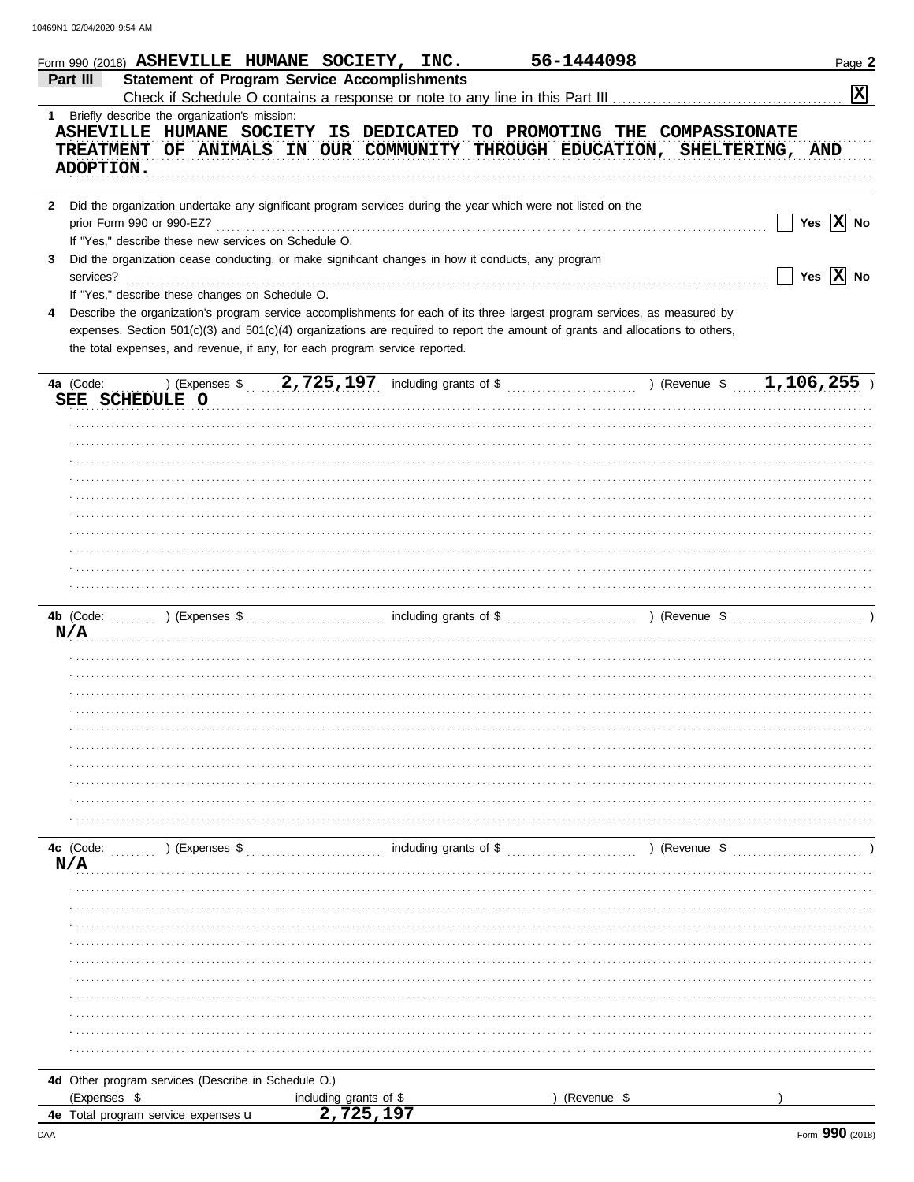Form 990 (2018) ASHEVILLE HUMANE SOCIETY, INC. 56-1444098

**Part III — Statement of Program Service Accomplishments**

Check if Schedule O contains a response or note to any line in this Part III ..... [X]

**1** Briefly describe the organization's mission:

ASHEVILLE HUMANE SOCIETY IS DEDICATED TO PROMOTING THE COMPASSIONATE TREATMENT OF ANIMALS IN OUR COMMUNITY THROUGH EDUCATION, SHELTERING, AND ADOPTION.

**2** Did the organization undertake any significant program services during the year which were not listed on the prior Form 990 or 990-EZ? ..... [ ] Yes [X] No

If "Yes," describe these new services on Schedule O.

**3** Did the organization cease conducting, or make significant changes in how it conducts, any program services? ..... [ ] Yes [X] No

If "Yes," describe these changes on Schedule O.

**4** Describe the organization's program service accomplishments for each of its three largest program services, as measured by expenses. Section 501(c)(3) and 501(c)(4) organizations are required to report the amount of grants and allocations to others, the total expenses, and revenue, if any, for each program service reported.

**4a** (Code: ) (Expenses $ 2,725,197 including grants of $ ) (Revenue $ 1,106,255 )

SEE SCHEDULE O

**4b** (Code: ) (Expenses $ including grants of $ ) (Revenue $ )

N/A

**4c** (Code: ) (Expenses $ including grants of $ ) (Revenue $ )

N/A

**4d** Other program services (Describe in Schedule O.)

(Expenses $ including grants of $ ) (Revenue $ )

**4e** Total program service expenses ▶ 2,725,197

Form **990** (2018)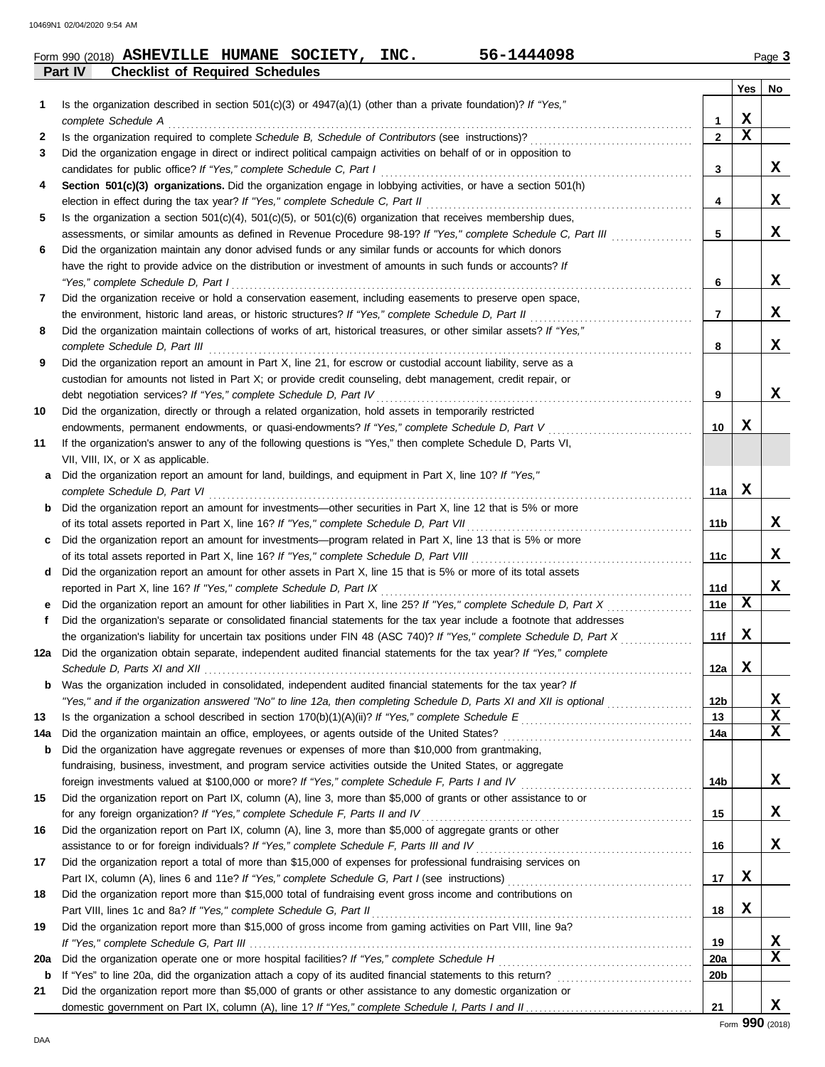Form 990 (2018) **ASHEVILLE HUMANE SOCIETY, INC. 56-1444098** Page **3**

## Part IV Checklist of Required Schedules

| | | | Yes | No |
|---|---|---|---|---|
| **1** | Is the organization described in section 501(c)(3) or 4947(a)(1) (other than a private foundation)? *If "Yes," complete Schedule A* | **1** | X | |
| **2** | Is the organization required to complete *Schedule B, Schedule of Contributors* (see instructions)? | **2** | X | |
| **3** | Did the organization engage in direct or indirect political campaign activities on behalf of or in opposition to candidates for public office? *If "Yes," complete Schedule C, Part I* | **3** | | X |
| **4** | **Section 501(c)(3) organizations.** Did the organization engage in lobbying activities, or have a section 501(h) election in effect during the tax year? *If "Yes," complete Schedule C, Part II* | **4** | | X |
| **5** | Is the organization a section 501(c)(4), 501(c)(5), or 501(c)(6) organization that receives membership dues, assessments, or similar amounts as defined in Revenue Procedure 98-19? *If "Yes," complete Schedule C, Part III* | **5** | | X |
| **6** | Did the organization maintain any donor advised funds or any similar funds or accounts for which donors have the right to provide advice on the distribution or investment of amounts in such funds or accounts? *If "Yes," complete Schedule D, Part I* | **6** | | X |
| **7** | Did the organization receive or hold a conservation easement, including easements to preserve open space, the environment, historic land areas, or historic structures? *If "Yes," complete Schedule D, Part II* | **7** | | X |
| **8** | Did the organization maintain collections of works of art, historical treasures, or other similar assets? *If "Yes," complete Schedule D, Part III* | **8** | | X |
| **9** | Did the organization report an amount in Part X, line 21, for escrow or custodial account liability, serve as a custodian for amounts not listed in Part X; or provide credit counseling, debt management, credit repair, or debt negotiation services? *If "Yes," complete Schedule D, Part IV* | **9** | | X |
| **10** | Did the organization, directly or through a related organization, hold assets in temporarily restricted endowments, permanent endowments, or quasi-endowments? *If "Yes," complete Schedule D, Part V* | **10** | X | |
| **11** | If the organization's answer to any of the following questions is "Yes," then complete Schedule D, Parts VI, VII, VIII, IX, or X as applicable. | | | |
| **a** | Did the organization report an amount for land, buildings, and equipment in Part X, line 10? *If "Yes," complete Schedule D, Part VI* | **11a** | X | |
| **b** | Did the organization report an amount for investments—other securities in Part X, line 12 that is 5% or more of its total assets reported in Part X, line 16? *If "Yes," complete Schedule D, Part VII* | **11b** | | X |
| **c** | Did the organization report an amount for investments—program related in Part X, line 13 that is 5% or more of its total assets reported in Part X, line 16? *If "Yes," complete Schedule D, Part VIII* | **11c** | | X |
| **d** | Did the organization report an amount for other assets in Part X, line 15 that is 5% or more of its total assets reported in Part X, line 16? *If "Yes," complete Schedule D, Part IX* | **11d** | | X |
| **e** | Did the organization report an amount for other liabilities in Part X, line 25? *If "Yes," complete Schedule D, Part X* | **11e** | X | |
| **f** | Did the organization's separate or consolidated financial statements for the tax year include a footnote that addresses the organization's liability for uncertain tax positions under FIN 48 (ASC 740)? *If "Yes," complete Schedule D, Part X* | **11f** | X | |
| **12a** | Did the organization obtain separate, independent audited financial statements for the tax year? *If "Yes," complete Schedule D, Parts XI and XII* | **12a** | X | |
| **b** | Was the organization included in consolidated, independent audited financial statements for the tax year? *If "Yes," and if the organization answered "No" to line 12a, then completing Schedule D, Parts XI and XII is optional* | **12b** | | X |
| **13** | Is the organization a school described in section 170(b)(1)(A)(ii)? *If "Yes," complete Schedule E* | **13** | | X |
| **14a** | Did the organization maintain an office, employees, or agents outside of the United States? | **14a** | | X |
| **b** | Did the organization have aggregate revenues or expenses of more than $10,000 from grantmaking, fundraising, business, investment, and program service activities outside the United States, or aggregate foreign investments valued at $100,000 or more? *If "Yes," complete Schedule F, Parts I and IV* | **14b** | | X |
| **15** | Did the organization report on Part IX, column (A), line 3, more than $5,000 of grants or other assistance to or for any foreign organization? *If "Yes," complete Schedule F, Parts II and IV* | **15** | | X |
| **16** | Did the organization report on Part IX, column (A), line 3, more than $5,000 of aggregate grants or other assistance to or for foreign individuals? *If "Yes," complete Schedule F, Parts III and IV* | **16** | | X |
| **17** | Did the organization report a total of more than $15,000 of expenses for professional fundraising services on Part IX, column (A), lines 6 and 11e? *If "Yes," complete Schedule G, Part I* (see instructions) | **17** | X | |
| **18** | Did the organization report more than $15,000 total of fundraising event gross income and contributions on Part VIII, lines 1c and 8a? *If "Yes," complete Schedule G, Part II* | **18** | X | |
| **19** | Did the organization report more than $15,000 of gross income from gaming activities on Part VIII, line 9a? *If "Yes," complete Schedule G, Part III* | **19** | | X |
| **20a** | Did the organization operate one or more hospital facilities? *If "Yes," complete Schedule H* | **20a** | | X |
| **b** | If "Yes" to line 20a, did the organization attach a copy of its audited financial statements to this return? | **20b** | | |
| **21** | Did the organization report more than $5,000 of grants or other assistance to any domestic organization or domestic government on Part IX, column (A), line 1? *If "Yes," complete Schedule I, Parts I and II* | **21** | | X |

Form **990** (2018)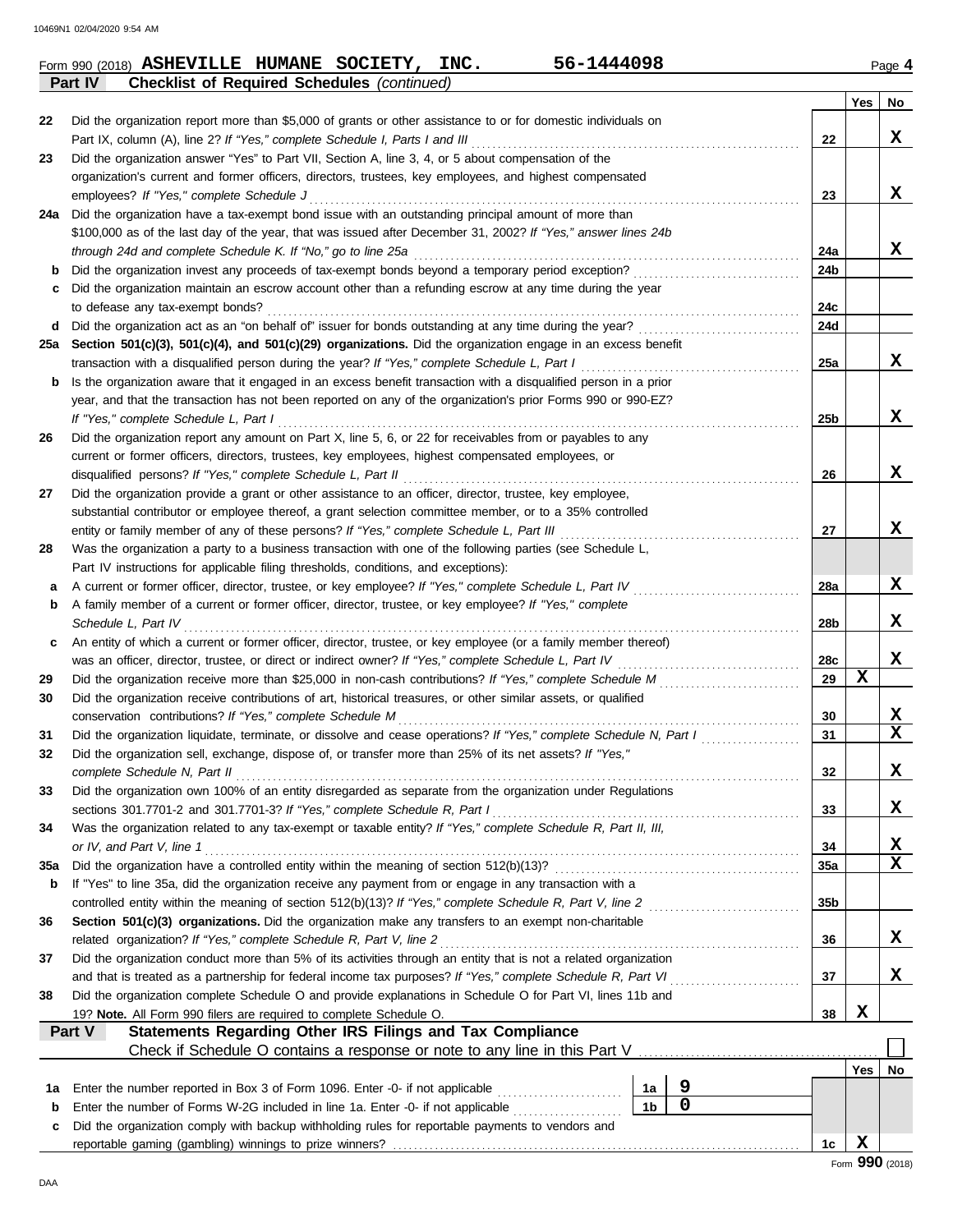Form 990 (2018) **ASHEVILLE HUMANE SOCIETY, INC.** **56-1444098** Page **4**

**Part IV** **Checklist of Required Schedules** *(continued)*

| | | | Yes | No |
|---|---|---|---|---|
| **22** | Did the organization report more than $5,000 of grants or other assistance to or for domestic individuals on Part IX, column (A), line 2? *If "Yes," complete Schedule I, Parts I and III* | 22 | | X |
| **23** | Did the organization answer "Yes" to Part VII, Section A, line 3, 4, or 5 about compensation of the organization's current and former officers, directors, trustees, key employees, and highest compensated employees? *If "Yes," complete Schedule J* | 23 | | X |
| **24a** | Did the organization have a tax-exempt bond issue with an outstanding principal amount of more than $100,000 as of the last day of the year, that was issued after December 31, 2002? *If "Yes," answer lines 24b through 24d and complete Schedule K. If "No," go to line 25a* | 24a | | X |
| **b** | Did the organization invest any proceeds of tax-exempt bonds beyond a temporary period exception? | 24b | | |
| **c** | Did the organization maintain an escrow account other than a refunding escrow at any time during the year to defease any tax-exempt bonds? | 24c | | |
| **d** | Did the organization act as an "on behalf of" issuer for bonds outstanding at any time during the year? | 24d | | |
| **25a** | **Section 501(c)(3), 501(c)(4), and 501(c)(29) organizations.** Did the organization engage in an excess benefit transaction with a disqualified person during the year? *If "Yes," complete Schedule L, Part I* | 25a | | X |
| **b** | Is the organization aware that it engaged in an excess benefit transaction with a disqualified person in a prior year, and that the transaction has not been reported on any of the organization's prior Forms 990 or 990-EZ? *If "Yes," complete Schedule L, Part I* | 25b | | X |
| **26** | Did the organization report any amount on Part X, line 5, 6, or 22 for receivables from or payables to any current or former officers, directors, trustees, key employees, highest compensated employees, or disqualified persons? *If "Yes," complete Schedule L, Part II* | 26 | | X |
| **27** | Did the organization provide a grant or other assistance to an officer, director, trustee, key employee, substantial contributor or employee thereof, a grant selection committee member, or to a 35% controlled entity or family member of any of these persons? *If "Yes," complete Schedule L, Part III* | 27 | | X |
| **28** | Was the organization a party to a business transaction with one of the following parties (see Schedule L, Part IV instructions for applicable filing thresholds, conditions, and exceptions): | | | |
| **a** | A current or former officer, director, trustee, or key employee? *If "Yes," complete Schedule L, Part IV* | 28a | | X |
| **b** | A family member of a current or former officer, director, trustee, or key employee? *If "Yes," complete Schedule L, Part IV* | 28b | | X |
| **c** | An entity of which a current or former officer, director, trustee, or key employee (or a family member thereof) was an officer, director, trustee, or direct or indirect owner? *If "Yes," complete Schedule L, Part IV* | 28c | | X |
| **29** | Did the organization receive more than $25,000 in non-cash contributions? *If "Yes," complete Schedule M* | 29 | X | |
| **30** | Did the organization receive contributions of art, historical treasures, or other similar assets, or qualified conservation contributions? *If "Yes," complete Schedule M* | 30 | | X |
| **31** | Did the organization liquidate, terminate, or dissolve and cease operations? *If "Yes," complete Schedule N, Part I* | 31 | | X |
| **32** | Did the organization sell, exchange, dispose of, or transfer more than 25% of its net assets? *If "Yes," complete Schedule N, Part II* | 32 | | X |
| **33** | Did the organization own 100% of an entity disregarded as separate from the organization under Regulations sections 301.7701-2 and 301.7701-3? *If "Yes," complete Schedule R, Part I* | 33 | | X |
| **34** | Was the organization related to any tax-exempt or taxable entity? *If "Yes," complete Schedule R, Part II, III, or IV, and Part V, line 1* | 34 | | X |
| **35a** | Did the organization have a controlled entity within the meaning of section 512(b)(13)? | 35a | | X |
| **b** | If "Yes" to line 35a, did the organization receive any payment from or engage in any transaction with a controlled entity within the meaning of section 512(b)(13)? *If "Yes," complete Schedule R, Part V, line 2* | 35b | | |
| **36** | **Section 501(c)(3) organizations.** Did the organization make any transfers to an exempt non-charitable related organization? *If "Yes," complete Schedule R, Part V, line 2* | 36 | | X |
| **37** | Did the organization conduct more than 5% of its activities through an entity that is not a related organization and that is treated as a partnership for federal income tax purposes? *If "Yes," complete Schedule R, Part VI* | 37 | | X |
| **38** | Did the organization complete Schedule O and provide explanations in Schedule O for Part VI, lines 11b and 19? **Note.** All Form 990 filers are required to complete Schedule O. | 38 | X | |

**Part V** **Statements Regarding Other IRS Filings and Tax Compliance**

Check if Schedule O contains a response or note to any line in this Part V ☐

| | | | | | Yes | No |
|---|---|---|---|---|---|---|
| **1a** | Enter the number reported in Box 3 of Form 1096. Enter -0- if not applicable | 1a | 9 | | | |
| **b** | Enter the number of Forms W-2G included in line 1a. Enter -0- if not applicable | 1b | 0 | | | |
| **c** | Did the organization comply with backup withholding rules for reportable payments to vendors and reportable gaming (gambling) winnings to prize winners? | | | 1c | X | |

Form **990** (2018)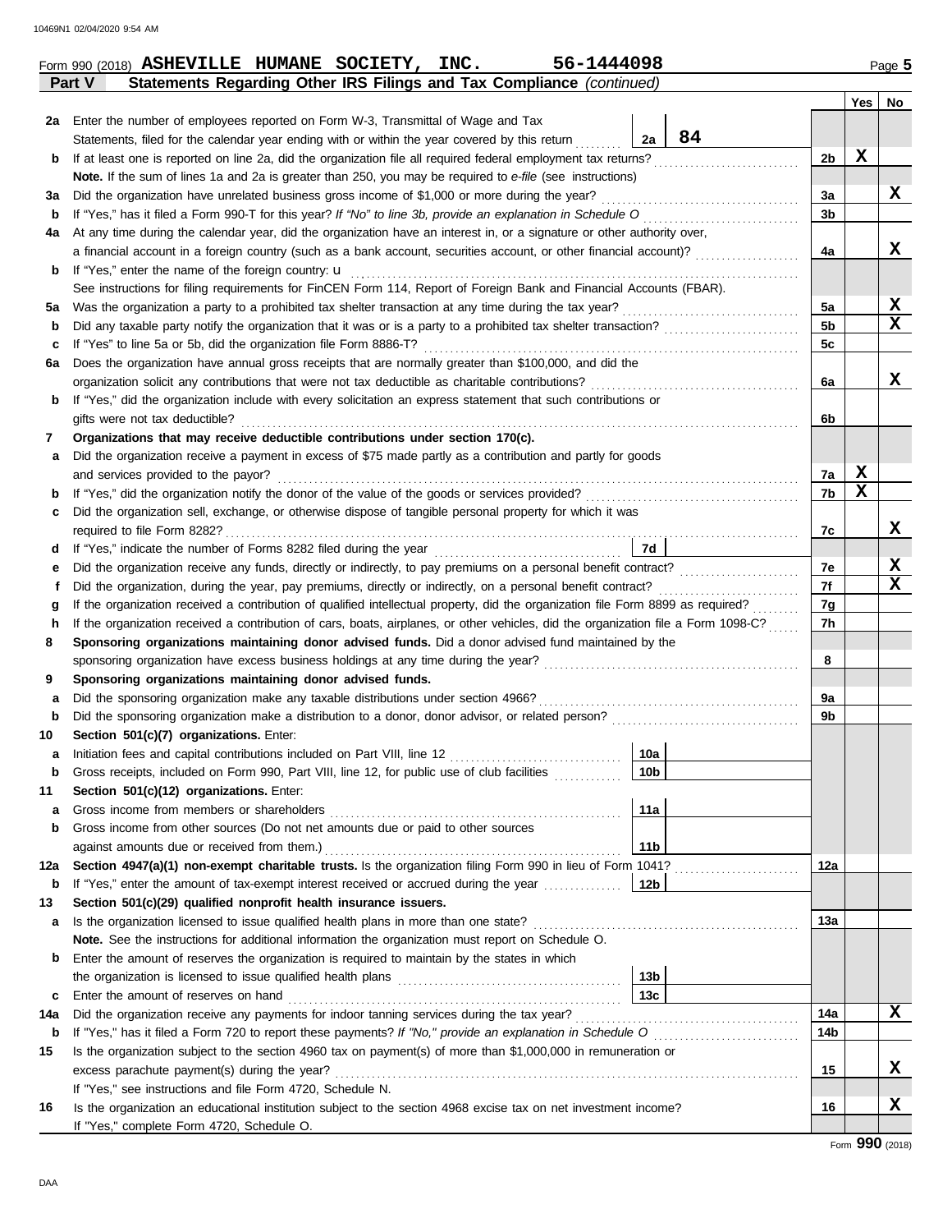Form 990 (2018) **ASHEVILLE HUMANE SOCIETY, INC. 56-1444098** Page **5**

## Part V Statements Regarding Other IRS Filings and Tax Compliance *(continued)*

| | | | | Yes | No |
|---|---|---|---|---|---|
| **2a** | Enter the number of employees reported on Form W-3, Transmittal of Wage and Tax Statements, filed for the calendar year ending with or within the year covered by this return | 2a: 84 | | | |
| **b** | If at least one is reported on line 2a, did the organization file all required federal employment tax returns? | | 2b | X | |
| | **Note.** If the sum of lines 1a and 2a is greater than 250, you may be required to *e-file* (see instructions) | | | | |
| **3a** | Did the organization have unrelated business gross income of $1,000 or more during the year? | | 3a | | X |
| **b** | If "Yes," has it filed a Form 990-T for this year? *If "No" to line 3b, provide an explanation in Schedule O* | | 3b | | |
| **4a** | At any time during the calendar year, did the organization have an interest in, or a signature or other authority over, a financial account in a foreign country (such as a bank account, securities account, or other financial account)? | | 4a | | X |
| **b** | If "Yes," enter the name of the foreign country: u | | | | |
| | See instructions for filing requirements for FinCEN Form 114, Report of Foreign Bank and Financial Accounts (FBAR). | | | | |
| **5a** | Was the organization a party to a prohibited tax shelter transaction at any time during the tax year? | | 5a | | X |
| **b** | Did any taxable party notify the organization that it was or is a party to a prohibited tax shelter transaction? | | 5b | | X |
| **c** | If "Yes" to line 5a or 5b, did the organization file Form 8886-T? | | 5c | | |
| **6a** | Does the organization have annual gross receipts that are normally greater than $100,000, and did the organization solicit any contributions that were not tax deductible as charitable contributions? | | 6a | | X |
| **b** | If "Yes," did the organization include with every solicitation an express statement that such contributions or gifts were not tax deductible? | | 6b | | |
| **7** | **Organizations that may receive deductible contributions under section 170(c).** | | | | |
| **a** | Did the organization receive a payment in excess of $75 made partly as a contribution and partly for goods and services provided to the payor? | | 7a | X | |
| **b** | If "Yes," did the organization notify the donor of the value of the goods or services provided? | | 7b | X | |
| **c** | Did the organization sell, exchange, or otherwise dispose of tangible personal property for which it was required to file Form 8282? | | 7c | | X |
| **d** | If "Yes," indicate the number of Forms 8282 filed during the year | 7d | | | |
| **e** | Did the organization receive any funds, directly or indirectly, to pay premiums on a personal benefit contract? | | 7e | | X |
| **f** | Did the organization, during the year, pay premiums, directly or indirectly, on a personal benefit contract? | | 7f | | X |
| **g** | If the organization received a contribution of qualified intellectual property, did the organization file Form 8899 as required? | | 7g | | |
| **h** | If the organization received a contribution of cars, boats, airplanes, or other vehicles, did the organization file a Form 1098-C? | | 7h | | |
| **8** | **Sponsoring organizations maintaining donor advised funds.** Did a donor advised fund maintained by the sponsoring organization have excess business holdings at any time during the year? | | 8 | | |
| **9** | **Sponsoring organizations maintaining donor advised funds.** | | | | |
| **a** | Did the sponsoring organization make any taxable distributions under section 4966? | | 9a | | |
| **b** | Did the sponsoring organization make a distribution to a donor, donor advisor, or related person? | | 9b | | |
| **10** | **Section 501(c)(7) organizations.** Enter: | | | | |
| **a** | Initiation fees and capital contributions included on Part VIII, line 12 | 10a | | | |
| **b** | Gross receipts, included on Form 990, Part VIII, line 12, for public use of club facilities | 10b | | | |
| **11** | **Section 501(c)(12) organizations.** Enter: | | | | |
| **a** | Gross income from members or shareholders | 11a | | | |
| **b** | Gross income from other sources (Do not net amounts due or paid to other sources against amounts due or received from them.) | 11b | | | |
| **12a** | **Section 4947(a)(1) non-exempt charitable trusts.** Is the organization filing Form 990 in lieu of Form 1041? | | 12a | | |
| **b** | If "Yes," enter the amount of tax-exempt interest received or accrued during the year | 12b | | | |
| **13** | **Section 501(c)(29) qualified nonprofit health insurance issuers.** | | | | |
| **a** | Is the organization licensed to issue qualified health plans in more than one state? | | 13a | | |
| | **Note.** See the instructions for additional information the organization must report on Schedule O. | | | | |
| **b** | Enter the amount of reserves the organization is required to maintain by the states in which the organization is licensed to issue qualified health plans | 13b | | | |
| **c** | Enter the amount of reserves on hand | 13c | | | |
| **14a** | Did the organization receive any payments for indoor tanning services during the tax year? | | 14a | | X |
| **b** | If "Yes," has it filed a Form 720 to report these payments? *If "No," provide an explanation in Schedule O* | | 14b | | |
| **15** | Is the organization subject to the section 4960 tax on payment(s) of more than $1,000,000 in remuneration or excess parachute payment(s) during the year? | | 15 | | X |
| | If "Yes," see instructions and file Form 4720, Schedule N. | | | | |
| **16** | Is the organization an educational institution subject to the section 4968 excise tax on net investment income? | | 16 | | X |
| | If "Yes," complete Form 4720, Schedule O. | | | | |

Form **990** (2018)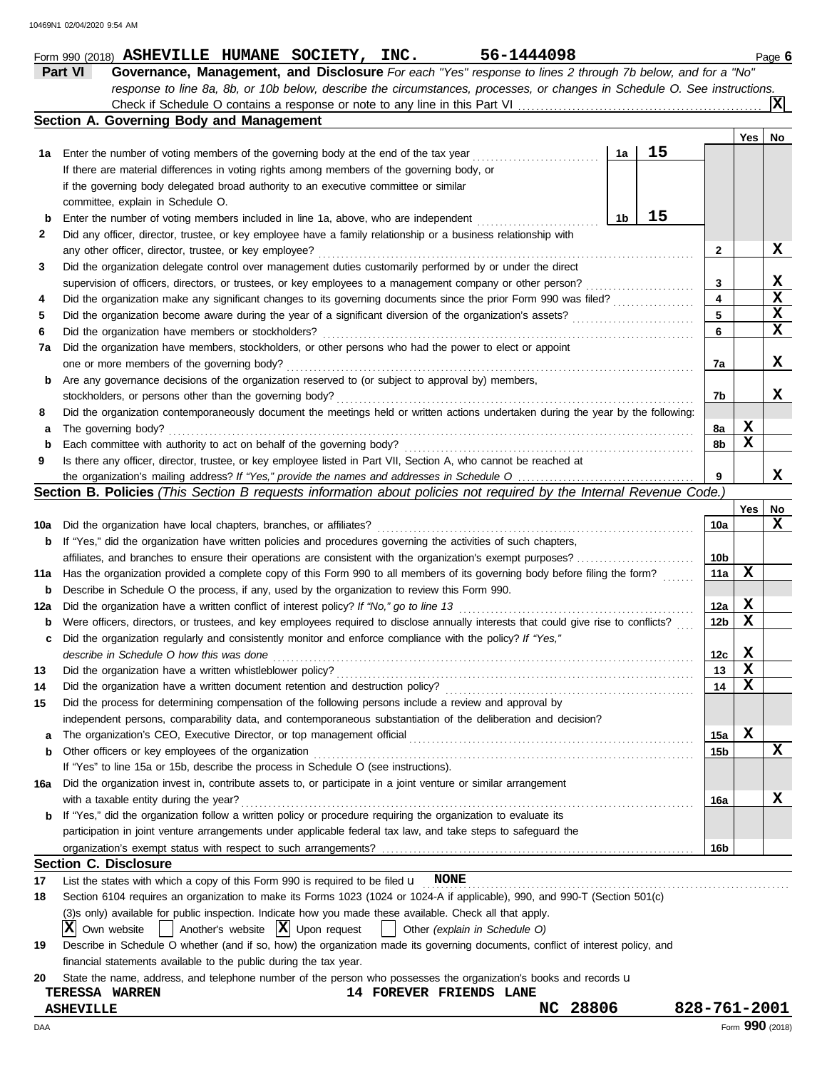Form 990 (2018) **ASHEVILLE HUMANE SOCIETY, INC.** **56-1444098** Page **6**

## Part VI Governance, Management, and Disclosure

*For each "Yes" response to lines 2 through 7b below, and for a "No" response to line 8a, 8b, or 10b below, describe the circumstances, processes, or changes in Schedule O. See instructions.*

Check if Schedule O contains a response or note to any line in this Part VI . . . . . . . . [X]

### Section A. Governing Body and Management

| | | | | Yes | No |
|---|---|---|---|---|---|
| **1a** | Enter the number of voting members of the governing body at the end of the tax year. If there are material differences in voting rights among members of the governing body, or if the governing body delegated broad authority to an executive committee or similar committee, explain in Schedule O. | 1a | 15 | | |
| **b** | Enter the number of voting members included in line 1a, above, who are independent | 1b | 15 | | |
| **2** | Did any officer, director, trustee, or key employee have a family relationship or a business relationship with any other officer, director, trustee, or key employee? | 2 | | | X |
| **3** | Did the organization delegate control over management duties customarily performed by or under the direct supervision of officers, directors, or trustees, or key employees to a management company or other person? | 3 | | | X |
| **4** | Did the organization make any significant changes to its governing documents since the prior Form 990 was filed? | 4 | | | X |
| **5** | Did the organization become aware during the year of a significant diversion of the organization's assets? | 5 | | | X |
| **6** | Did the organization have members or stockholders? | 6 | | | X |
| **7a** | Did the organization have members, stockholders, or other persons who had the power to elect or appoint one or more members of the governing body? | 7a | | | X |
| **b** | Are any governance decisions of the organization reserved to (or subject to approval by) members, stockholders, or persons other than the governing body? | 7b | | | X |
| **8** | Did the organization contemporaneously document the meetings held or written actions undertaken during the year by the following: | | | | |
| **a** | The governing body? | 8a | | X | |
| **b** | Each committee with authority to act on behalf of the governing body? | 8b | | X | |
| **9** | Is there any officer, director, trustee, or key employee listed in Part VII, Section A, who cannot be reached at the organization's mailing address? *If "Yes," provide the names and addresses in Schedule O* | 9 | | | X |

### Section B. Policies *(This Section B requests information about policies not required by the Internal Revenue Code.)*

| | | | Yes | No |
|---|---|---|---|---|
| **10a** | Did the organization have local chapters, branches, or affiliates? | 10a | | X |
| **b** | If "Yes," did the organization have written policies and procedures governing the activities of such chapters, affiliates, and branches to ensure their operations are consistent with the organization's exempt purposes? | 10b | | |
| **11a** | Has the organization provided a complete copy of this Form 990 to all members of its governing body before filing the form? | 11a | X | |
| **b** | Describe in Schedule O the process, if any, used by the organization to review this Form 990. | | | |
| **12a** | Did the organization have a written conflict of interest policy? *If "No," go to line 13* | 12a | X | |
| **b** | Were officers, directors, or trustees, and key employees required to disclose annually interests that could give rise to conflicts? | 12b | X | |
| **c** | Did the organization regularly and consistently monitor and enforce compliance with the policy? *If "Yes," describe in Schedule O how this was done* | 12c | X | |
| **13** | Did the organization have a written whistleblower policy? | 13 | X | |
| **14** | Did the organization have a written document retention and destruction policy? | 14 | X | |
| **15** | Did the process for determining compensation of the following persons include a review and approval by independent persons, comparability data, and contemporaneous substantiation of the deliberation and decision? | | | |
| **a** | The organization's CEO, Executive Director, or top management official | 15a | X | |
| **b** | Other officers or key employees of the organization | 15b | | X |
| | If "Yes" to line 15a or 15b, describe the process in Schedule O (see instructions). | | | |
| **16a** | Did the organization invest in, contribute assets to, or participate in a joint venture or similar arrangement with a taxable entity during the year? | 16a | | X |
| **b** | If "Yes," did the organization follow a written policy or procedure requiring the organization to evaluate its participation in joint venture arrangements under applicable federal tax law, and take steps to safeguard the organization's exempt status with respect to such arrangements? | 16b | | |

### Section C. Disclosure

**17** List the states with which a copy of this Form 990 is required to be filed u **NONE**

**18** Section 6104 requires an organization to make its Forms 1023 (1024 or 1024-A if applicable), 990, and 990-T (Section 501(c)(3)s only) available for public inspection. Indicate how you made these available. Check all that apply.

[X] Own website [ ] Another's website [X] Upon request [ ] Other *(explain in Schedule O)*

**19** Describe in Schedule O whether (and if so, how) the organization made its governing documents, conflict of interest policy, and financial statements available to the public during the tax year.

**20** State the name, address, and telephone number of the person who possesses the organization's books and records u

**TERESSA WARREN** **14 FOREVER FRIENDS LANE**
**ASHEVILLE** **NC 28806** **828-761-2001**

Form **990** (2018)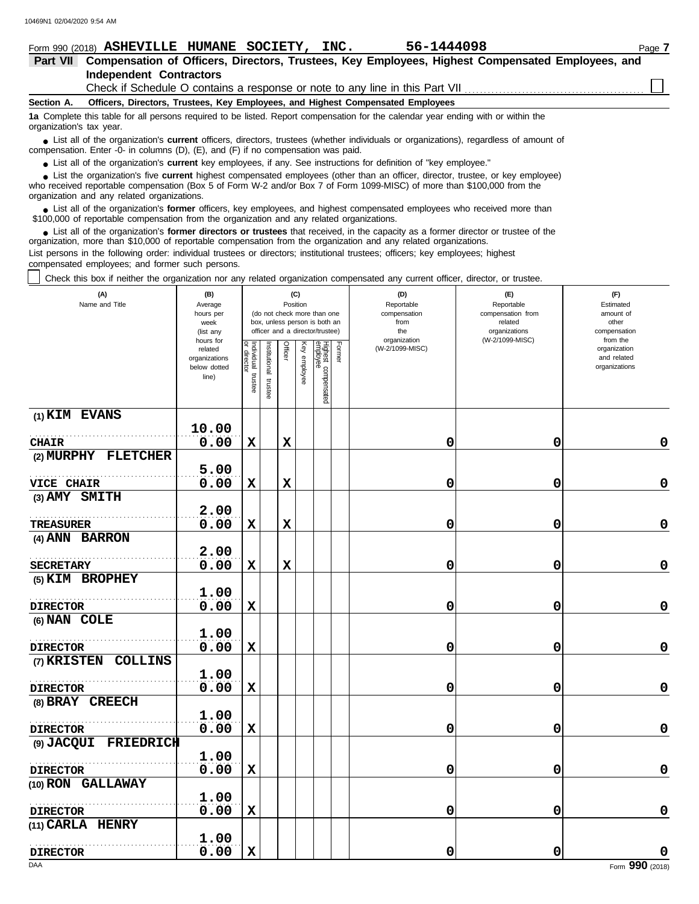Form 990 (2018) **ASHEVILLE HUMANE SOCIETY, INC.** **56-1444098** Page **7**

## Part VII Compensation of Officers, Directors, Trustees, Key Employees, Highest Compensated Employees, and Independent Contractors

Check if Schedule O contains a response or note to any line in this Part VII ☐

**Section A. Officers, Directors, Trustees, Key Employees, and Highest Compensated Employees**

**1a** Complete this table for all persons required to be listed. Report compensation for the calendar year ending with or within the organization's tax year.

- List all of the organization's **current** officers, directors, trustees (whether individuals or organizations), regardless of amount of compensation. Enter -0- in columns (D), (E), and (F) if no compensation was paid.
- List all of the organization's **current** key employees, if any. See instructions for definition of "key employee."
- List the organization's five **current** highest compensated employees (other than an officer, director, trustee, or key employee) who received reportable compensation (Box 5 of Form W-2 and/or Box 7 of Form 1099-MISC) of more than $100,000 from the organization and any related organizations.
- List all of the organization's **former** officers, key employees, and highest compensated employees who received more than $100,000 of reportable compensation from the organization and any related organizations.
- List all of the organization's **former directors or trustees** that received, in the capacity as a former director or trustee of the organization, more than $10,000 of reportable compensation from the organization and any related organizations.

List persons in the following order: individual trustees or directors; institutional trustees; officers; key employees; highest compensated employees; and former such persons.

☐ Check this box if neither the organization nor any related organization compensated any current officer, director, or trustee.

| (A) Name and Title | (B) Average hours per week (list any hours for related organizations below dotted line) | (C) Position (do not check more than one box, unless person is both an officer and a director/trustee) | | | | | | (D) Reportable compensation from the organization (W-2/1099-MISC) | (E) Reportable compensation from related organizations (W-2/1099-MISC) | (F) Estimated amount of other compensation from the organization and related organizations |
|---|---|---|---|---|---|---|---|---|---|---|
| | | Individual trustee or director | Institutional trustee | Officer | Key employee | Highest compensated employee | Former | | | |
| (1) KIM EVANS<br>CHAIR | 10.00<br>0.00 | X | | X | | | | 0 | 0 | 0 |
| (2) MURPHY FLETCHER<br>VICE CHAIR | 5.00<br>0.00 | X | | X | | | | 0 | 0 | 0 |
| (3) AMY SMITH<br>TREASURER | 2.00<br>0.00 | X | | X | | | | 0 | 0 | 0 |
| (4) ANN BARRON<br>SECRETARY | 2.00<br>0.00 | X | | X | | | | 0 | 0 | 0 |
| (5) KIM BROPHEY<br>DIRECTOR | 1.00<br>0.00 | X | | | | | | 0 | 0 | 0 |
| (6) NAN COLE<br>DIRECTOR | 1.00<br>0.00 | X | | | | | | 0 | 0 | 0 |
| (7) KRISTEN COLLINS<br>DIRECTOR | 1.00<br>0.00 | X | | | | | | 0 | 0 | 0 |
| (8) BRAY CREECH<br>DIRECTOR | 1.00<br>0.00 | X | | | | | | 0 | 0 | 0 |
| (9) JACQUI FRIEDRICH<br>DIRECTOR | 1.00<br>0.00 | X | | | | | | 0 | 0 | 0 |
| (10) RON GALLAWAY<br>DIRECTOR | 1.00<br>0.00 | X | | | | | | 0 | 0 | 0 |
| (11) CARLA HENRY<br>DIRECTOR | 1.00<br>0.00 | X | | | | | | 0 | 0 | 0 |

Form **990** (2018)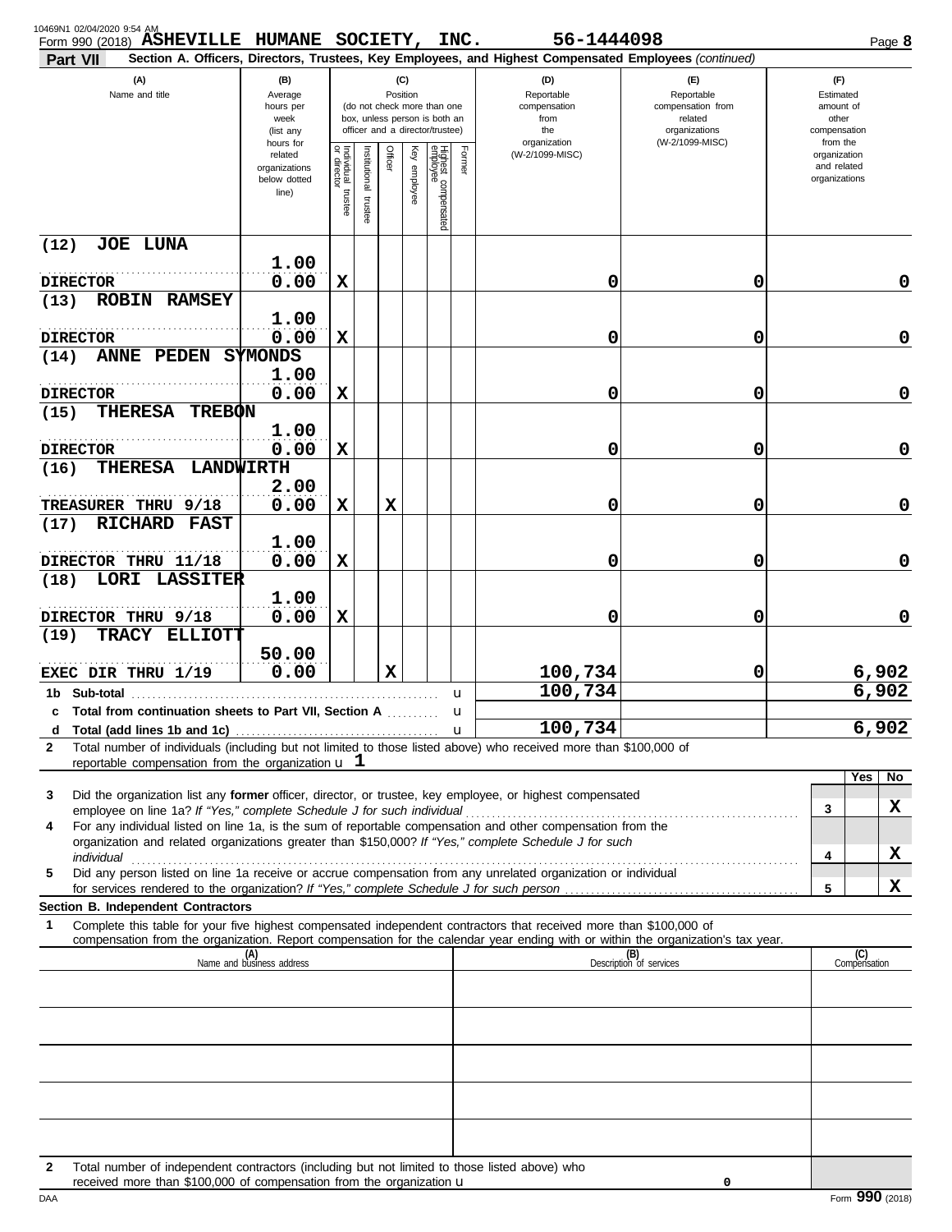Form 990 (2018) **ASHEVILLE HUMANE SOCIETY, INC.** 56-1444098

**Part VII** **Section A. Officers, Directors, Trustees, Key Employees, and Highest Compensated Employees** *(continued)*

| (A) Name and title | (B) Average hours per week (list any hours for related organizations below dotted line) | (C) Position: Individual trustee or director | Institutional trustee | Officer | Key employee | Highest compensated employee | Former | (D) Reportable compensation from the organization (W-2/1099-MISC) | (E) Reportable compensation from related organizations (W-2/1099-MISC) | (F) Estimated amount of other compensation from the organization and related organizations |
|---|---|---|---|---|---|---|---|---|---|---|
| (12) JOE LUNA<br>DIRECTOR | 1.00<br>0.00 | X | | | | | | 0 | 0 | 0 |
| (13) ROBIN RAMSEY<br>DIRECTOR | 1.00<br>0.00 | X | | | | | | 0 | 0 | 0 |
| (14) ANNE PEDEN SYMONDS<br>DIRECTOR | 1.00<br>0.00 | X | | | | | | 0 | 0 | 0 |
| (15) THERESA TREBON<br>DIRECTOR | 1.00<br>0.00 | X | | | | | | 0 | 0 | 0 |
| (16) THERESA LANDWIRTH<br>TREASURER THRU 9/18 | 2.00<br>0.00 | X | | X | | | | 0 | 0 | 0 |
| (17) RICHARD FAST<br>DIRECTOR THRU 11/18 | 1.00<br>0.00 | X | | | | | | 0 | 0 | 0 |
| (18) LORI LASSITER<br>DIRECTOR THRU 9/18 | 1.00<br>0.00 | X | | | | | | 0 | 0 | 0 |
| (19) TRACY ELLIOTT<br>EXEC DIR THRU 1/19 | 50.00<br>0.00 | | | X | | | | 100,734 | 0 | 6,902 |
| **1b Sub-total** | | | | | | | | 100,734 | | 6,902 |
| **c Total from continuation sheets to Part VII, Section A** | | | | | | | | | | |
| **d Total (add lines 1b and 1c)** | | | | | | | | 100,734 | | 6,902 |

**2** Total number of individuals (including but not limited to those listed above) who received more than $100,000 of reportable compensation from the organization u 1

| | | Yes | No |
|---|---|---|---|
| **3** Did the organization list any **former** officer, director, or trustee, key employee, or highest compensated employee on line 1a? *If "Yes," complete Schedule J for such individual* | 3 | | X |
| **4** For any individual listed on line 1a, is the sum of reportable compensation and other compensation from the organization and related organizations greater than $150,000? *If "Yes," complete Schedule J for such individual* | 4 | | X |
| **5** Did any person listed on line 1a receive or accrue compensation from any unrelated organization or individual for services rendered to the organization? *If "Yes," complete Schedule J for such person* | 5 | | X |

**Section B. Independent Contractors**

**1** Complete this table for your five highest compensated independent contractors that received more than $100,000 of compensation from the organization. Report compensation for the calendar year ending with or within the organization's tax year.

| (A) Name and business address | (B) Description of services | (C) Compensation |
|---|---|---|
| | | |
| | | |
| | | |
| | | |
| | | |

**2** Total number of independent contractors (including but not limited to those listed above) who received more than $100,000 of compensation from the organization u 0

Form **990** (2018)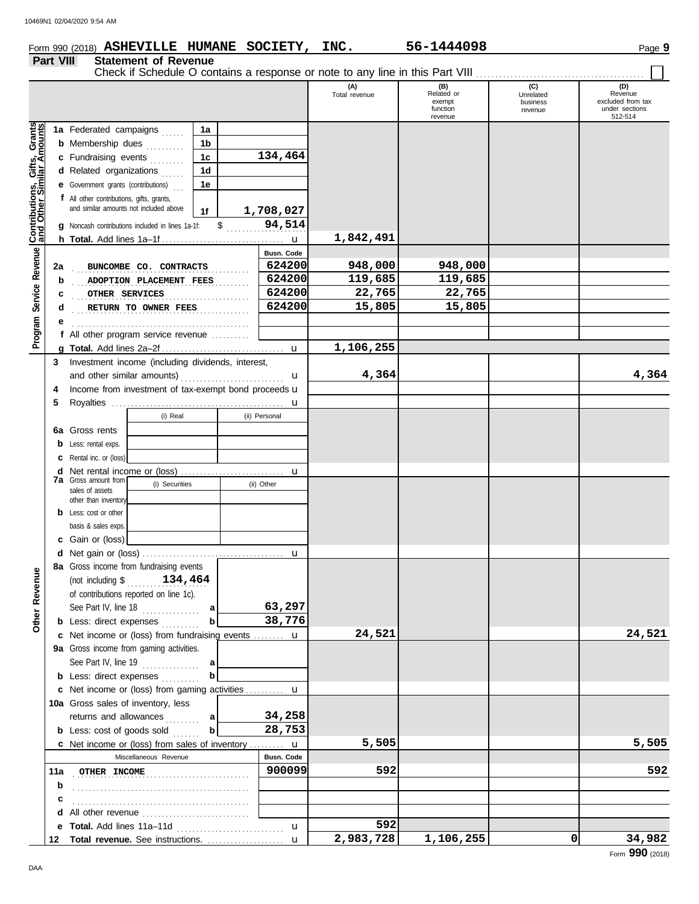Form 990 (2018) **ASHEVILLE HUMANE SOCIETY, INC.** **56-1444098** Page **9**

## Part VIII Statement of Revenue

Check if Schedule O contains a response or note to any line in this Part VIII ☐

| | | | (A) Total revenue | (B) Related or exempt function revenue | (C) Unrelated business revenue | (D) Revenue excluded from tax under sections 512-514 |
|---|---|---|---|---|---|---|
| **Contributions, Gifts, Grants and Other Similar Amounts** | **1a** Federated campaigns | 1a | | | | |
| | **b** Membership dues | 1b | | | | |
| | **c** Fundraising events | 1c 134,464 | | | | |
| | **d** Related organizations | 1d | | | | |
| | **e** Government grants (contributions) | 1e | | | | |
| | **f** All other contributions, gifts, grants, and similar amounts not included above | 1f 1,708,027 | | | | |
| | **g** Noncash contributions included in lines 1a-1f: | $ 94,514 | | | | |
| | **h Total.** Add lines 1a–1f | | 1,842,491 | | | |
| **Program Service Revenue** | | **Busn. Code** | | | | |
| | **2a** BUNCOMBE CO. CONTRACTS | 624200 | 948,000 | 948,000 | | |
| | **b** ADOPTION PLACEMENT FEES | 624200 | 119,685 | 119,685 | | |
| | **c** OTHER SERVICES | 624200 | 22,765 | 22,765 | | |
| | **d** RETURN TO OWNER FEES | 624200 | 15,805 | 15,805 | | |
| | **e** | | | | | |
| | **f** All other program service revenue | | | | | |
| | **g Total.** Add lines 2a–2f | | 1,106,255 | | | |
| **Other Revenue** | **3** Investment income (including dividends, interest, and other similar amounts) | | 4,364 | | | 4,364 |
| | **4** Income from investment of tax-exempt bond proceeds | | | | | |
| | **5** Royalties | | | | | |
| | **6a** Gross rents | (i) Real / (ii) Personal | | | | |
| | **b** Less: rental exps. | | | | | |
| | **c** Rental inc. or (loss) | | | | | |
| | **d** Net rental income or (loss) | | | | | |
| | **7a** Gross amount from sales of assets other than inventory | (i) Securities / (ii) Other | | | | |
| | **b** Less: cost or other basis & sales exps. | | | | | |
| | **c** Gain or (loss) | | | | | |
| | **d** Net gain or (loss) | | | | | |
| | **8a** Gross income from fundraising events (not including $ 134,464 of contributions reported on line 1c). See Part IV, line 18 | a 63,297 | | | | |
| | **b** Less: direct expenses | b 38,776 | | | | |
| | **c** Net income or (loss) from fundraising events | | 24,521 | | | 24,521 |
| | **9a** Gross income from gaming activities. See Part IV, line 19 | a | | | | |
| | **b** Less: direct expenses | b | | | | |
| | **c** Net income or (loss) from gaming activities | | | | | |
| | **10a** Gross sales of inventory, less returns and allowances | a 34,258 | | | | |
| | **b** Less: cost of goods sold | b 28,753 | | | | |
| | **c** Net income or (loss) from sales of inventory | | 5,505 | | | 5,505 |
| | Miscellaneous Revenue | **Busn. Code** | | | | |
| | **11a** OTHER INCOME | 900099 | 592 | | | 592 |
| | **b** | | | | | |
| | **c** | | | | | |
| | **d** All other revenue | | | | | |
| | **e Total.** Add lines 11a–11d | | 592 | | | |
| | **12 Total revenue.** See instructions. | | 2,983,728 | 1,106,255 | 0 | 34,982 |

Form **990** (2018)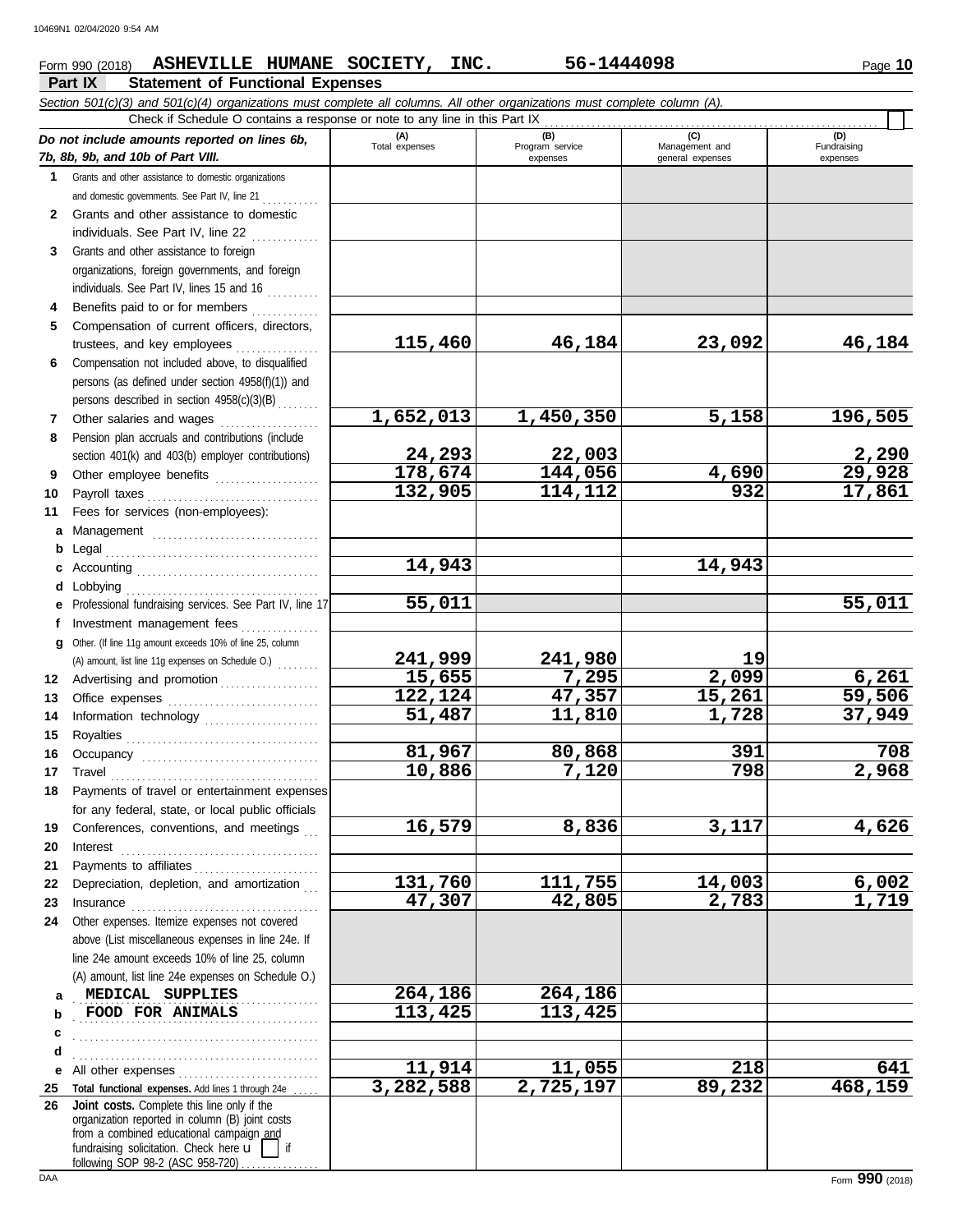Form 990 (2018) **ASHEVILLE HUMANE SOCIETY, INC.** **56-1444098** Page **10**

## Part IX Statement of Functional Expenses

*Section 501(c)(3) and 501(c)(4) organizations must complete all columns. All other organizations must complete column (A).*

Check if Schedule O contains a response or note to any line in this Part IX

| *Do not include amounts reported on lines 6b, 7b, 8b, 9b, and 10b of Part VIII.* | (A) Total expenses | (B) Program service expenses | (C) Management and general expenses | (D) Fundraising expenses |
|---|---|---|---|---|
| **1** Grants and other assistance to domestic organizations and domestic governments. See Part IV, line 21 | | | | |
| **2** Grants and other assistance to domestic individuals. See Part IV, line 22 | | | | |
| **3** Grants and other assistance to foreign organizations, foreign governments, and foreign individuals. See Part IV, lines 15 and 16 | | | | |
| **4** Benefits paid to or for members | | | | |
| **5** Compensation of current officers, directors, trustees, and key employees | 115,460 | 46,184 | 23,092 | 46,184 |
| **6** Compensation not included above, to disqualified persons (as defined under section 4958(f)(1)) and persons described in section 4958(c)(3)(B) | | | | |
| **7** Other salaries and wages | 1,652,013 | 1,450,350 | 5,158 | 196,505 |
| **8** Pension plan accruals and contributions (include section 401(k) and 403(b) employer contributions) | 24,293 | 22,003 | | 2,290 |
| **9** Other employee benefits | 178,674 | 144,056 | 4,690 | 29,928 |
| **10** Payroll taxes | 132,905 | 114,112 | 932 | 17,861 |
| **11** Fees for services (non-employees): | | | | |
| **a** Management | | | | |
| **b** Legal | | | | |
| **c** Accounting | 14,943 | | 14,943 | |
| **d** Lobbying | | | | |
| **e** Professional fundraising services. See Part IV, line 17 | 55,011 | | | 55,011 |
| **f** Investment management fees | | | | |
| **g** Other. (If line 11g amount exceeds 10% of line 25, column (A) amount, list line 11g expenses on Schedule O.) | 241,999 | 241,980 | 19 | |
| **12** Advertising and promotion | 15,655 | 7,295 | 2,099 | 6,261 |
| **13** Office expenses | 122,124 | 47,357 | 15,261 | 59,506 |
| **14** Information technology | 51,487 | 11,810 | 1,728 | 37,949 |
| **15** Royalties | | | | |
| **16** Occupancy | 81,967 | 80,868 | 391 | 708 |
| **17** Travel | 10,886 | 7,120 | 798 | 2,968 |
| **18** Payments of travel or entertainment expenses for any federal, state, or local public officials | | | | |
| **19** Conferences, conventions, and meetings | 16,579 | 8,836 | 3,117 | 4,626 |
| **20** Interest | | | | |
| **21** Payments to affiliates | | | | |
| **22** Depreciation, depletion, and amortization | 131,760 | 111,755 | 14,003 | 6,002 |
| **23** Insurance | 47,307 | 42,805 | 2,783 | 1,719 |
| **24** Other expenses. Itemize expenses not covered above (List miscellaneous expenses in line 24e. If line 24e amount exceeds 10% of line 25, column (A) amount, list line 24e expenses on Schedule O.) | | | | |
| **a** MEDICAL SUPPLIES | 264,186 | 264,186 | | |
| **b** FOOD FOR ANIMALS | 113,425 | 113,425 | | |
| **c** | | | | |
| **d** | | | | |
| **e** All other expenses | 11,914 | 11,055 | 218 | 641 |
| **25** **Total functional expenses.** Add lines 1 through 24e | 3,282,588 | 2,725,197 | 89,232 | 468,159 |
| **26** **Joint costs.** Complete this line only if the organization reported in column (B) joint costs from a combined educational campaign and fundraising solicitation. Check here u [ ] if following SOP 98-2 (ASC 958-720) | | | | |

Form **990** (2018)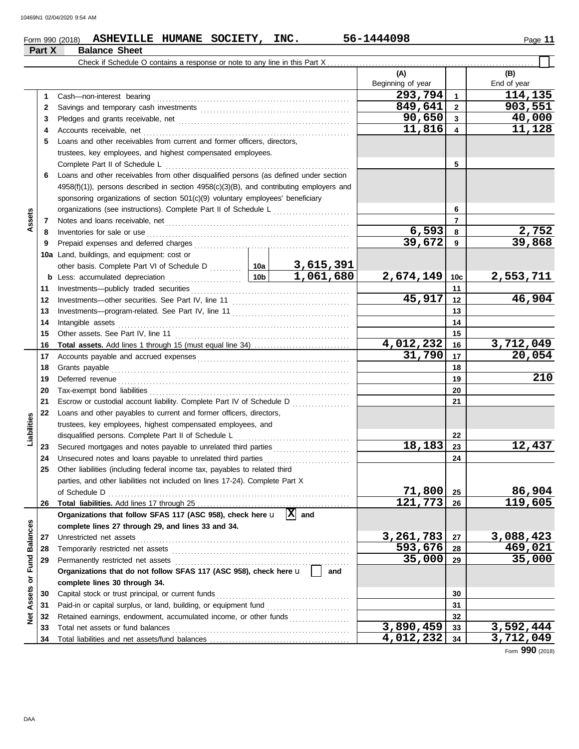Form 990 (2018) **ASHEVILLE HUMANE SOCIETY, INC.** **56-1444098**

## Part X Balance Sheet

Check if Schedule O contains a response or note to any line in this Part X ☐

| | | | (A) Beginning of year | | (B) End of year |
|---|---|---|---|---|---|
| Assets | 1 | Cash—non-interest bearing | 293,794 | 1 | 114,135 |
| | 2 | Savings and temporary cash investments | 849,641 | 2 | 903,551 |
| | 3 | Pledges and grants receivable, net | 90,650 | 3 | 40,000 |
| | 4 | Accounts receivable, net | 11,816 | 4 | 11,128 |
| | 5 | Loans and other receivables from current and former officers, directors, trustees, key employees, and highest compensated employees. Complete Part II of Schedule L | | 5 | |
| | 6 | Loans and other receivables from other disqualified persons (as defined under section 4958(f)(1)), persons described in section 4958(c)(3)(B), and contributing employers and sponsoring organizations of section 501(c)(9) voluntary employees' beneficiary organizations (see instructions). Complete Part II of Schedule L | | 6 | |
| | 7 | Notes and loans receivable, net | | 7 | |
| | 8 | Inventories for sale or use | 6,593 | 8 | 2,752 |
| | 9 | Prepaid expenses and deferred charges | 39,672 | 9 | 39,868 |
| | 10a | Land, buildings, and equipment: cost or other basis. Complete Part VI of Schedule D — 10a: 3,615,391 | | | |
| | b | Less: accumulated depreciation — 10b: 1,061,680 | 2,674,149 | 10c | 2,553,711 |
| | 11 | Investments—publicly traded securities | | 11 | |
| | 12 | Investments—other securities. See Part IV, line 11 | 45,917 | 12 | 46,904 |
| | 13 | Investments—program-related. See Part IV, line 11 | | 13 | |
| | 14 | Intangible assets | | 14 | |
| | 15 | Other assets. See Part IV, line 11 | | 15 | |
| | 16 | **Total assets.** Add lines 1 through 15 (must equal line 34) | 4,012,232 | 16 | 3,712,049 |
| Liabilities | 17 | Accounts payable and accrued expenses | 31,790 | 17 | 20,054 |
| | 18 | Grants payable | | 18 | |
| | 19 | Deferred revenue | | 19 | 210 |
| | 20 | Tax-exempt bond liabilities | | 20 | |
| | 21 | Escrow or custodial account liability. Complete Part IV of Schedule D | | 21 | |
| | 22 | Loans and other payables to current and former officers, directors, trustees, key employees, highest compensated employees, and disqualified persons. Complete Part II of Schedule L | | 22 | |
| | 23 | Secured mortgages and notes payable to unrelated third parties | 18,183 | 23 | 12,437 |
| | 24 | Unsecured notes and loans payable to unrelated third parties | | 24 | |
| | 25 | Other liabilities (including federal income tax, payables to related third parties, and other liabilities not included on lines 17-24). Complete Part X of Schedule D | 71,800 | 25 | 86,904 |
| | 26 | **Total liabilities.** Add lines 17 through 25 | 121,773 | 26 | 119,605 |
| Net Assets or Fund Balances | | **Organizations that follow SFAS 117 (ASC 958), check here** ☒ **and complete lines 27 through 29, and lines 33 and 34.** | | | |
| | 27 | Unrestricted net assets | 3,261,783 | 27 | 3,088,423 |
| | 28 | Temporarily restricted net assets | 593,676 | 28 | 469,021 |
| | 29 | Permanently restricted net assets | 35,000 | 29 | 35,000 |
| | | **Organizations that do not follow SFAS 117 (ASC 958), check here** ☐ **and complete lines 30 through 34.** | | | |
| | 30 | Capital stock or trust principal, or current funds | | 30 | |
| | 31 | Paid-in or capital surplus, or land, building, or equipment fund | | 31 | |
| | 32 | Retained earnings, endowment, accumulated income, or other funds | | 32 | |
| | 33 | Total net assets or fund balances | 3,890,459 | 33 | 3,592,444 |
| | 34 | Total liabilities and net assets/fund balances | 4,012,232 | 34 | 3,712,049 |

Form **990** (2018)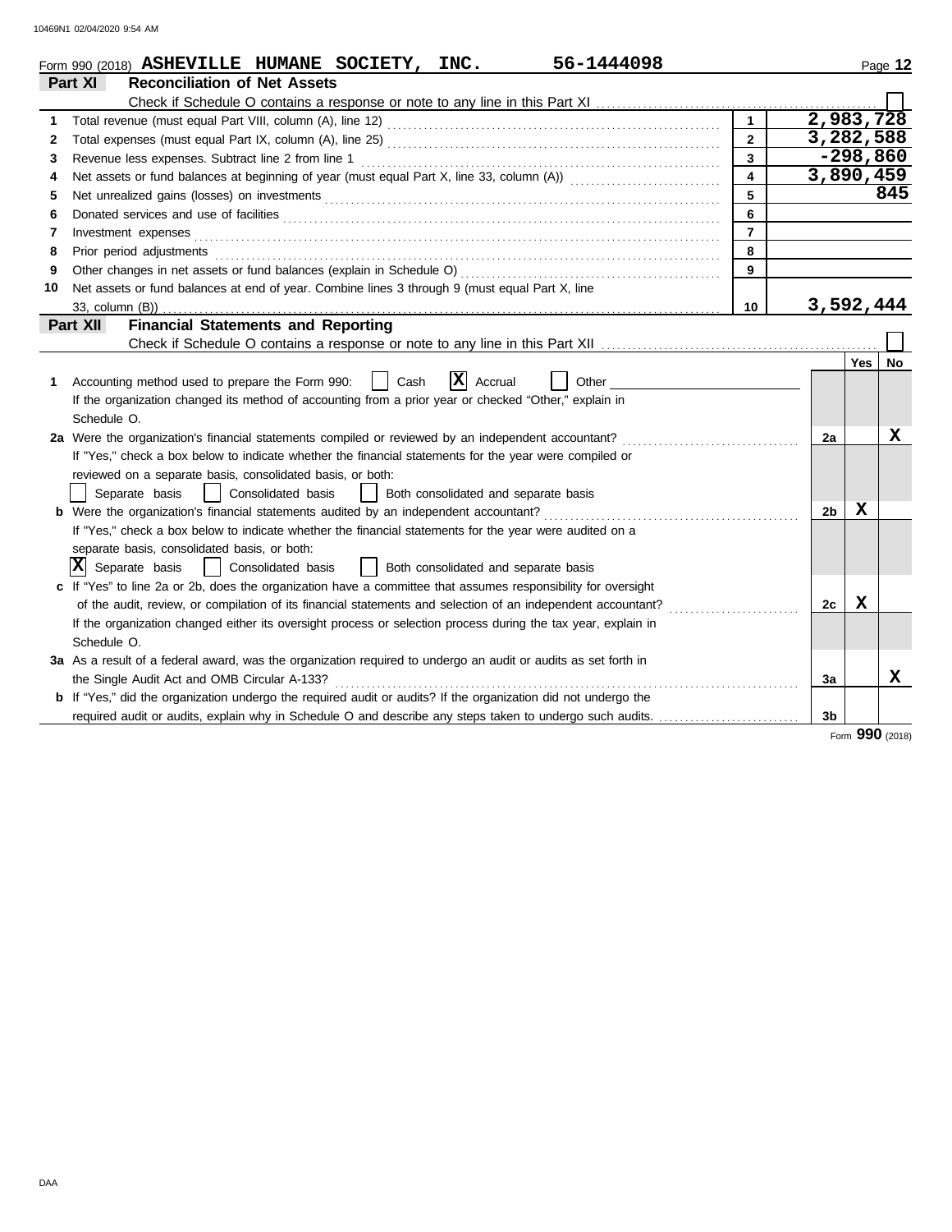Form 990 (2018) **ASHEVILLE HUMANE SOCIETY, INC.** **56-1444098** Page **12**

## Part XI Reconciliation of Net Assets

Check if Schedule O contains a response or note to any line in this Part XI ☐

| | | | |
|---|---|---|---|
| 1 | Total revenue (must equal Part VIII, column (A), line 12) | 1 | 2,983,728 |
| 2 | Total expenses (must equal Part IX, column (A), line 25) | 2 | 3,282,588 |
| 3 | Revenue less expenses. Subtract line 2 from line 1 | 3 | -298,860 |
| 4 | Net assets or fund balances at beginning of year (must equal Part X, line 33, column (A)) | 4 | 3,890,459 |
| 5 | Net unrealized gains (losses) on investments | 5 | 845 |
| 6 | Donated services and use of facilities | 6 | |
| 7 | Investment expenses | 7 | |
| 8 | Prior period adjustments | 8 | |
| 9 | Other changes in net assets or fund balances (explain in Schedule O) | 9 | |
| 10 | Net assets or fund balances at end of year. Combine lines 3 through 9 (must equal Part X, line 33, column (B)) | 10 | 3,592,444 |

## Part XII Financial Statements and Reporting

Check if Schedule O contains a response or note to any line in this Part XII ☐

| | | | Yes | No |
|---|---|---|---|---|
| 1 | Accounting method used to prepare the Form 990: ☐ Cash ☒ Accrual ☐ Other<br>If the organization changed its method of accounting from a prior year or checked "Other," explain in Schedule O. | | | |
| 2a | Were the organization's financial statements compiled or reviewed by an independent accountant?<br>If "Yes," check a box below to indicate whether the financial statements for the year were compiled or reviewed on a separate basis, consolidated basis, or both:<br>☐ Separate basis ☐ Consolidated basis ☐ Both consolidated and separate basis | 2a | | X |
| b | Were the organization's financial statements audited by an independent accountant?<br>If "Yes," check a box below to indicate whether the financial statements for the year were audited on a separate basis, consolidated basis, or both:<br>☒ Separate basis ☐ Consolidated basis ☐ Both consolidated and separate basis | 2b | X | |
| c | If "Yes" to line 2a or 2b, does the organization have a committee that assumes responsibility for oversight of the audit, review, or compilation of its financial statements and selection of an independent accountant?<br>If the organization changed either its oversight process or selection process during the tax year, explain in Schedule O. | 2c | X | |
| 3a | As a result of a federal award, was the organization required to undergo an audit or audits as set forth in the Single Audit Act and OMB Circular A-133? | 3a | | X |
| b | If "Yes," did the organization undergo the required audit or audits? If the organization did not undergo the required audit or audits, explain why in Schedule O and describe any steps taken to undergo such audits. | 3b | | |

Form **990** (2018)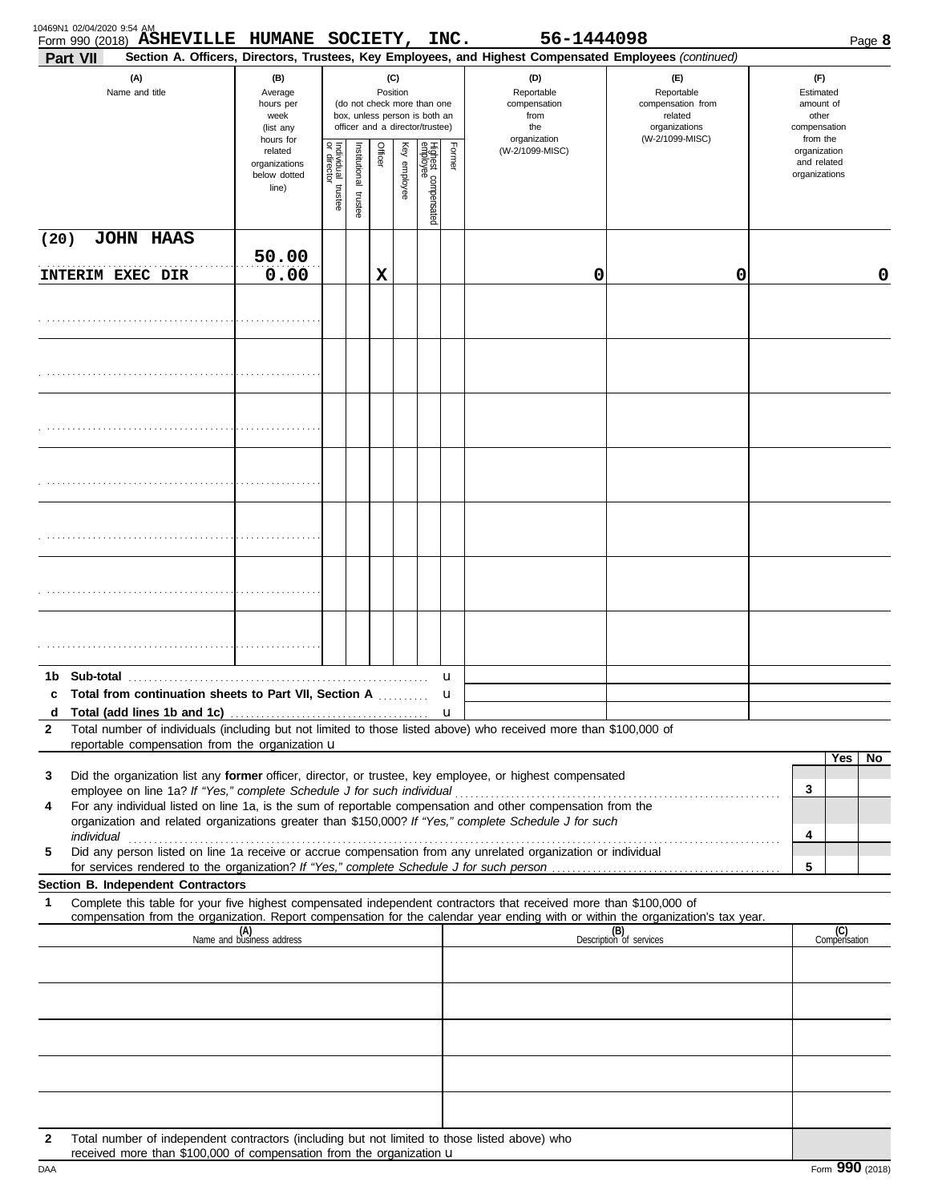Form 990 (2018) ASHEVILLE HUMANE SOCIETY, INC. 56-1444098

**Part VII Section A. Officers, Directors, Trustees, Key Employees, and Highest Compensated Employees** *(continued)*

| (A) Name and title | (B) Average hours per week (list any hours for related organizations below dotted line) | (C) Position: Individual trustee or director | Institutional trustee | Officer | Key employee | Highest compensated employee | Former | (D) Reportable compensation from the organization (W-2/1099-MISC) | (E) Reportable compensation from related organizations (W-2/1099-MISC) | (F) Estimated amount of other compensation from the organization and related organizations |
|---|---|---|---|---|---|---|---|---|---|---|
| (20) JOHN HAAS<br>INTERIM EXEC DIR | 50.00<br>0.00 | | | X | | | | 0 | 0 | 0 |
| | | | | | | | | | | |
| | | | | | | | | | | |
| | | | | | | | | | | |
| | | | | | | | | | | |
| | | | | | | | | | | |
| | | | | | | | | | | |
| | | | | | | | | | | |

1b Sub-total u

c Total from continuation sheets to Part VII, Section A u

d Total (add lines 1b and 1c) u

2 Total number of individuals (including but not limited to those listed above) who received more than $100,000 of reportable compensation from the organization u

| | | Yes | No |
|---|---|---|---|
| 3 Did the organization list any **former** officer, director, or trustee, key employee, or highest compensated employee on line 1a? *If "Yes," complete Schedule J for such individual* | 3 | | |
| 4 For any individual listed on line 1a, is the sum of reportable compensation and other compensation from the organization and related organizations greater than $150,000? *If "Yes," complete Schedule J for such individual* | 4 | | |
| 5 Did any person listed on line 1a receive or accrue compensation from any unrelated organization or individual for services rendered to the organization? *If "Yes," complete Schedule J for such person* | 5 | | |

**Section B. Independent Contractors**

1 Complete this table for your five highest compensated independent contractors that received more than $100,000 of compensation from the organization. Report compensation for the calendar year ending with or within the organization's tax year.

| (A) Name and business address | (B) Description of services | (C) Compensation |
|---|---|---|
| | | |
| | | |
| | | |
| | | |
| | | |

2 Total number of independent contractors (including but not limited to those listed above) who received more than $100,000 of compensation from the organization u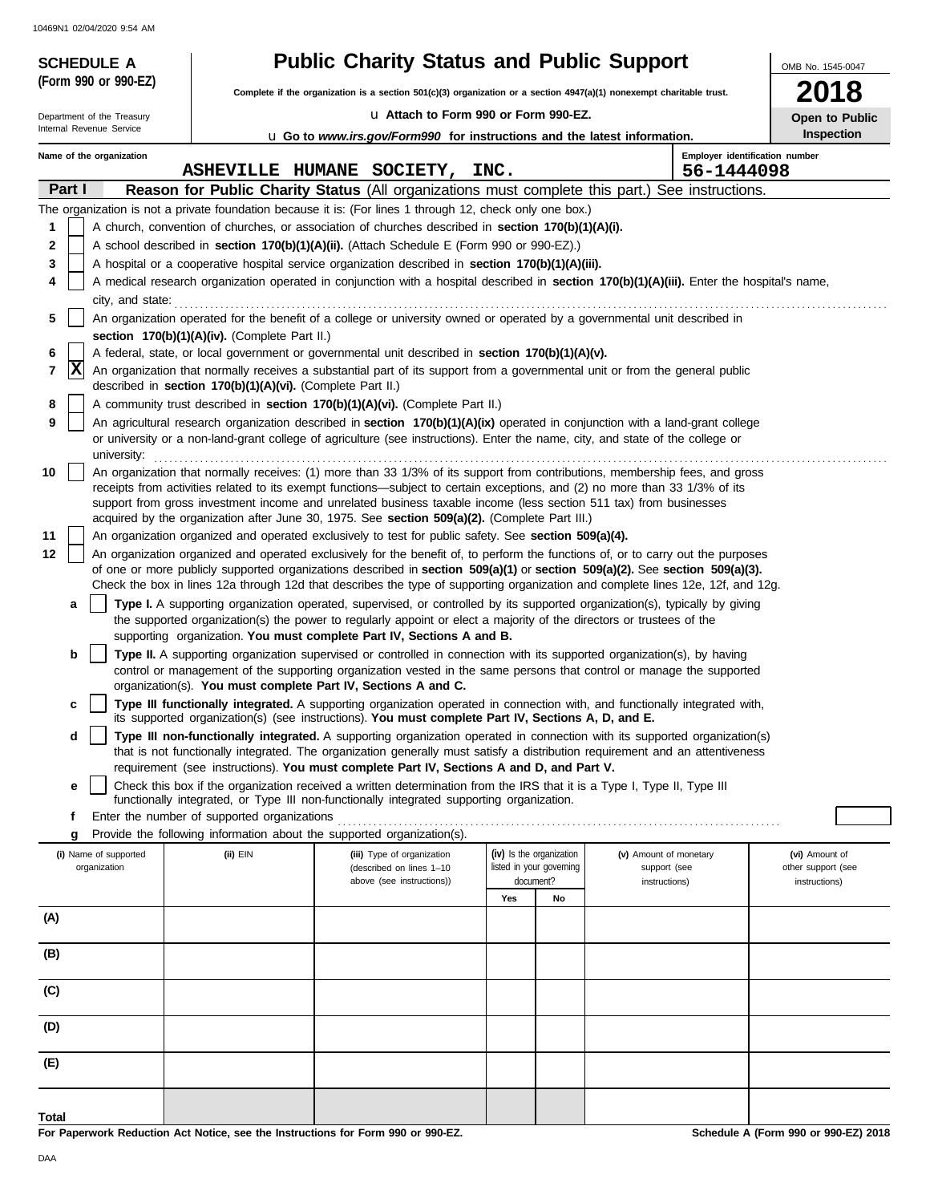**SCHEDULE A (Form 990 or 990-EZ)**

Department of the Treasury
Internal Revenue Service

# Public Charity Status and Public Support

**Complete if the organization is a section 501(c)(3) organization or a section 4947(a)(1) nonexempt charitable trust.**

u Attach to Form 990 or Form 990-EZ.

u Go to *www.irs.gov/Form990* for instructions and the latest information.

OMB No. 1545-0047

**2018**

**Open to Public Inspection**

Name of the organization: **ASHEVILLE HUMANE SOCIETY, INC.**

Employer identification number: **56-1444098**

## Part I — Reason for Public Charity Status (All organizations must complete this part.) See instructions.

The organization is not a private foundation because it is: (For lines 1 through 12, check only one box.)

1. [ ] A church, convention of churches, or association of churches described in **section 170(b)(1)(A)(i).**
2. [ ] A school described in **section 170(b)(1)(A)(ii).** (Attach Schedule E (Form 990 or 990-EZ).)
3. [ ] A hospital or a cooperative hospital service organization described in **section 170(b)(1)(A)(iii).**
4. [ ] A medical research organization operated in conjunction with a hospital described in **section 170(b)(1)(A)(iii).** Enter the hospital's name, city, and state:
5. [ ] An organization operated for the benefit of a college or university owned or operated by a governmental unit described in **section 170(b)(1)(A)(iv).** (Complete Part II.)
6. [ ] A federal, state, or local government or governmental unit described in **section 170(b)(1)(A)(v).**
7. [X] An organization that normally receives a substantial part of its support from a governmental unit or from the general public described in **section 170(b)(1)(A)(vi).** (Complete Part II.)
8. [ ] A community trust described in **section 170(b)(1)(A)(vi).** (Complete Part II.)
9. [ ] An agricultural research organization described in **section 170(b)(1)(A)(ix)** operated in conjunction with a land-grant college or university or a non-land-grant college of agriculture (see instructions). Enter the name, city, and state of the college or university:
10. [ ] An organization that normally receives: (1) more than 33 1/3% of its support from contributions, membership fees, and gross receipts from activities related to its exempt functions—subject to certain exceptions, and (2) no more than 33 1/3% of its support from gross investment income and unrelated business taxable income (less section 511 tax) from businesses acquired by the organization after June 30, 1975. See **section 509(a)(2).** (Complete Part III.)
11. [ ] An organization organized and operated exclusively to test for public safety. See **section 509(a)(4).**
12. [ ] An organization organized and operated exclusively for the benefit of, to perform the functions of, or to carry out the purposes of one or more publicly supported organizations described in **section 509(a)(1)** or **section 509(a)(2).** See **section 509(a)(3).** Check the box in lines 12a through 12d that describes the type of supporting organization and complete lines 12e, 12f, and 12g.
   - **a** [ ] **Type I.** A supporting organization operated, supervised, or controlled by its supported organization(s), typically by giving the supported organization(s) the power to regularly appoint or elect a majority of the directors or trustees of the supporting organization. **You must complete Part IV, Sections A and B.**
   - **b** [ ] **Type II.** A supporting organization supervised or controlled in connection with its supported organization(s), by having control or management of the supporting organization vested in the same persons that control or manage the supported organization(s). **You must complete Part IV, Sections A and C.**
   - **c** [ ] **Type III functionally integrated.** A supporting organization operated in connection with, and functionally integrated with, its supported organization(s) (see instructions). **You must complete Part IV, Sections A, D, and E.**
   - **d** [ ] **Type III non-functionally integrated.** A supporting organization operated in connection with its supported organization(s) that is not functionally integrated. The organization generally must satisfy a distribution requirement and an attentiveness requirement (see instructions). **You must complete Part IV, Sections A and D, and Part V.**
   - **e** [ ] Check this box if the organization received a written determination from the IRS that it is a Type I, Type II, Type III functionally integrated, or Type III non-functionally integrated supporting organization.
   - **f** Enter the number of supported organizations
   - **g** Provide the following information about the supported organization(s).

| (i) Name of supported organization | (ii) EIN | (iii) Type of organization (described on lines 1–10 above (see instructions)) | (iv) Is the organization listed in your governing document? Yes | No | (v) Amount of monetary support (see instructions) | (vi) Amount of other support (see instructions) |
|---|---|---|---|---|---|---|
| (A) | | | | | | |
| (B) | | | | | | |
| (C) | | | | | | |
| (D) | | | | | | |
| (E) | | | | | | |
| Total | | | | | | |

**For Paperwork Reduction Act Notice, see the Instructions for Form 990 or 990-EZ.** **Schedule A (Form 990 or 990-EZ) 2018**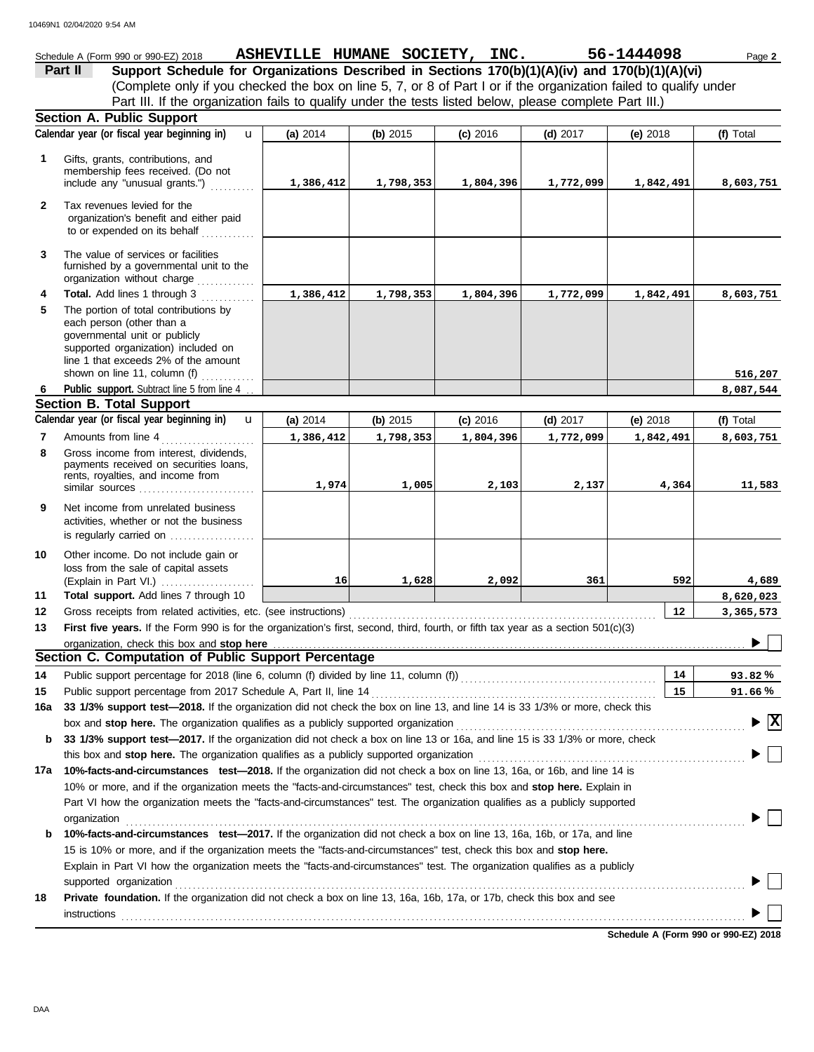Schedule A (Form 990 or 990-EZ) 2018 **ASHEVILLE HUMANE SOCIETY, INC.** **56-1444098** Page **2**

## Part II Support Schedule for Organizations Described in Sections 170(b)(1)(A)(iv) and 170(b)(1)(A)(vi)

(Complete only if you checked the box on line 5, 7, or 8 of Part I or if the organization failed to qualify under Part III. If the organization fails to qualify under the tests listed below, please complete Part III.)

### Section A. Public Support

| Calendar year (or fiscal year beginning in) | (a) 2014 | (b) 2015 | (c) 2016 | (d) 2017 | (e) 2018 | (f) Total |
|---|---|---|---|---|---|---|
| **1** Gifts, grants, contributions, and membership fees received. (Do not include any "unusual grants.") | 1,386,412 | 1,798,353 | 1,804,396 | 1,772,099 | 1,842,491 | 8,603,751 |
| **2** Tax revenues levied for the organization's benefit and either paid to or expended on its behalf | | | | | | |
| **3** The value of services or facilities furnished by a governmental unit to the organization without charge | | | | | | |
| **4** **Total.** Add lines 1 through 3 | 1,386,412 | 1,798,353 | 1,804,396 | 1,772,099 | 1,842,491 | 8,603,751 |
| **5** The portion of total contributions by each person (other than a governmental unit or publicly supported organization) included on line 1 that exceeds 2% of the amount shown on line 11, column (f) | | | | | | 516,207 |
| **6** **Public support.** Subtract line 5 from line 4 | | | | | | 8,087,544 |

### Section B. Total Support

| Calendar year (or fiscal year beginning in) | (a) 2014 | (b) 2015 | (c) 2016 | (d) 2017 | (e) 2018 | (f) Total |
|---|---|---|---|---|---|---|
| **7** Amounts from line 4 | 1,386,412 | 1,798,353 | 1,804,396 | 1,772,099 | 1,842,491 | 8,603,751 |
| **8** Gross income from interest, dividends, payments received on securities loans, rents, royalties, and income from similar sources | 1,974 | 1,005 | 2,103 | 2,137 | 4,364 | 11,583 |
| **9** Net income from unrelated business activities, whether or not the business is regularly carried on | | | | | | |
| **10** Other income. Do not include gain or loss from the sale of capital assets (Explain in Part VI.) | 16 | 1,628 | 2,092 | 361 | 592 | 4,689 |
| **11** **Total support.** Add lines 7 through 10 | | | | | | 8,620,023 |

**12** Gross receipts from related activities, etc. (see instructions) — **12** — 3,365,573

**13** **First five years.** If the Form 990 is for the organization's first, second, third, fourth, or fifth tax year as a section 501(c)(3) organization, check this box and **stop here** ☐

### Section C. Computation of Public Support Percentage

**14** Public support percentage for 2018 (line 6, column (f) divided by line 11, column (f)) — **14** — 93.82 %

**15** Public support percentage from 2017 Schedule A, Part II, line 14 — **15** — 91.66 %

**16a** **33 1/3% support test—2018.** If the organization did not check the box on line 13, and line 14 is 33 1/3% or more, check this box and **stop here.** The organization qualifies as a publicly supported organization ☒

**b** **33 1/3% support test—2017.** If the organization did not check a box on line 13 or 16a, and line 15 is 33 1/3% or more, check this box and **stop here.** The organization qualifies as a publicly supported organization ☐

**17a** **10%-facts-and-circumstances test—2018.** If the organization did not check a box on line 13, 16a, or 16b, and line 14 is 10% or more, and if the organization meets the "facts-and-circumstances" test, check this box and **stop here.** Explain in Part VI how the organization meets the "facts-and-circumstances" test. The organization qualifies as a publicly supported organization ☐

**b** **10%-facts-and-circumstances test—2017.** If the organization did not check a box on line 13, 16a, 16b, or 17a, and line 15 is 10% or more, and if the organization meets the "facts-and-circumstances" test, check this box and **stop here.** Explain in Part VI how the organization meets the "facts-and-circumstances" test. The organization qualifies as a publicly supported organization ☐

**18** **Private foundation.** If the organization did not check a box on line 13, 16a, 16b, 17a, or 17b, check this box and see instructions ☐

**Schedule A (Form 990 or 990-EZ) 2018**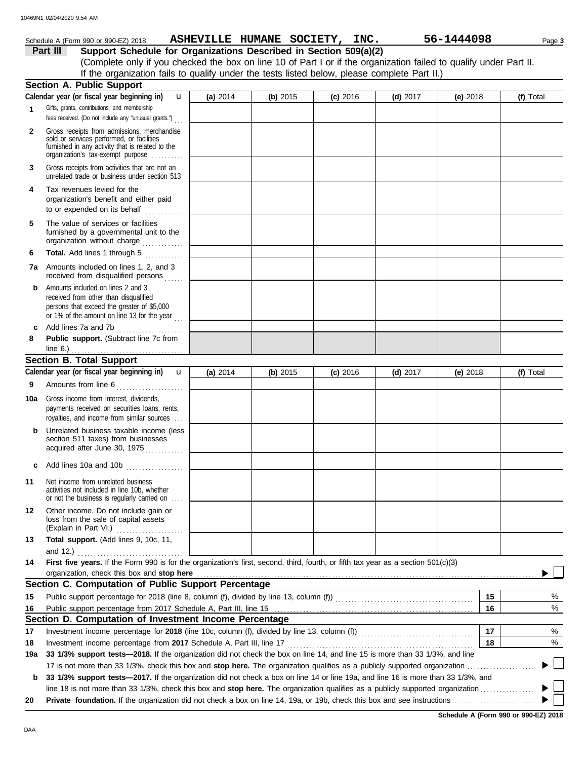Schedule A (Form 990 or 990-EZ) 2018 **ASHEVILLE HUMANE SOCIETY, INC.** **56-1444098**

## Part III Support Schedule for Organizations Described in Section 509(a)(2)

(Complete only if you checked the box on line 10 of Part I or if the organization failed to qualify under Part II. If the organization fails to qualify under the tests listed below, please complete Part II.)

### Section A. Public Support

| Calendar year (or fiscal year beginning in) | (a) 2014 | (b) 2015 | (c) 2016 | (d) 2017 | (e) 2018 | (f) Total |
|---|---|---|---|---|---|---|
| **1** Gifts, grants, contributions, and membership fees received. (Do not include any "unusual grants.") | | | | | | |
| **2** Gross receipts from admissions, merchandise sold or services performed, or facilities furnished in any activity that is related to the organization's tax-exempt purpose | | | | | | |
| **3** Gross receipts from activities that are not an unrelated trade or business under section 513 | | | | | | |
| **4** Tax revenues levied for the organization's benefit and either paid to or expended on its behalf | | | | | | |
| **5** The value of services or facilities furnished by a governmental unit to the organization without charge | | | | | | |
| **6** **Total.** Add lines 1 through 5 | | | | | | |
| **7a** Amounts included on lines 1, 2, and 3 received from disqualified persons | | | | | | |
| **b** Amounts included on lines 2 and 3 received from other than disqualified persons that exceed the greater of $5,000 or 1% of the amount on line 13 for the year | | | | | | |
| **c** Add lines 7a and 7b | | | | | | |
| **8** **Public support.** (Subtract line 7c from line 6.) | | | | | | |

### Section B. Total Support

| Calendar year (or fiscal year beginning in) | (a) 2014 | (b) 2015 | (c) 2016 | (d) 2017 | (e) 2018 | (f) Total |
|---|---|---|---|---|---|---|
| **9** Amounts from line 6 | | | | | | |
| **10a** Gross income from interest, dividends, payments received on securities loans, rents, royalties, and income from similar sources | | | | | | |
| **b** Unrelated business taxable income (less section 511 taxes) from businesses acquired after June 30, 1975 | | | | | | |
| **c** Add lines 10a and 10b | | | | | | |
| **11** Net income from unrelated business activities not included in line 10b, whether or not the business is regularly carried on | | | | | | |
| **12** Other income. Do not include gain or loss from the sale of capital assets (Explain in Part VI.) | | | | | | |
| **13** **Total support.** (Add lines 9, 10c, 11, and 12.) | | | | | | |

**14** **First five years.** If the Form 990 is for the organization's first, second, third, fourth, or fifth tax year as a section 501(c)(3) organization, check this box and **stop here** ☐

### Section C. Computation of Public Support Percentage

| | | | |
|---|---|---|---|
| **15** | Public support percentage for 2018 (line 8, column (f), divided by line 13, column (f)) | 15 | % |
| **16** | Public support percentage from 2017 Schedule A, Part III, line 15 | 16 | % |

### Section D. Computation of Investment Income Percentage

| | | | |
|---|---|---|---|
| **17** | Investment income percentage for **2018** (line 10c, column (f), divided by line 13, column (f)) | 17 | % |
| **18** | Investment income percentage from **2017** Schedule A, Part III, line 17 | 18 | % |

**19a** **33 1/3% support tests—2018.** If the organization did not check the box on line 14, and line 15 is more than 33 1/3%, and line 17 is not more than 33 1/3%, check this box and **stop here.** The organization qualifies as a publicly supported organization ☐

**b** **33 1/3% support tests—2017.** If the organization did not check a box on line 14 or line 19a, and line 16 is more than 33 1/3%, and line 18 is not more than 33 1/3%, check this box and **stop here.** The organization qualifies as a publicly supported organization ☐

**20** **Private foundation.** If the organization did not check a box on line 14, 19a, or 19b, check this box and see instructions ☐

**Schedule A (Form 990 or 990-EZ) 2018**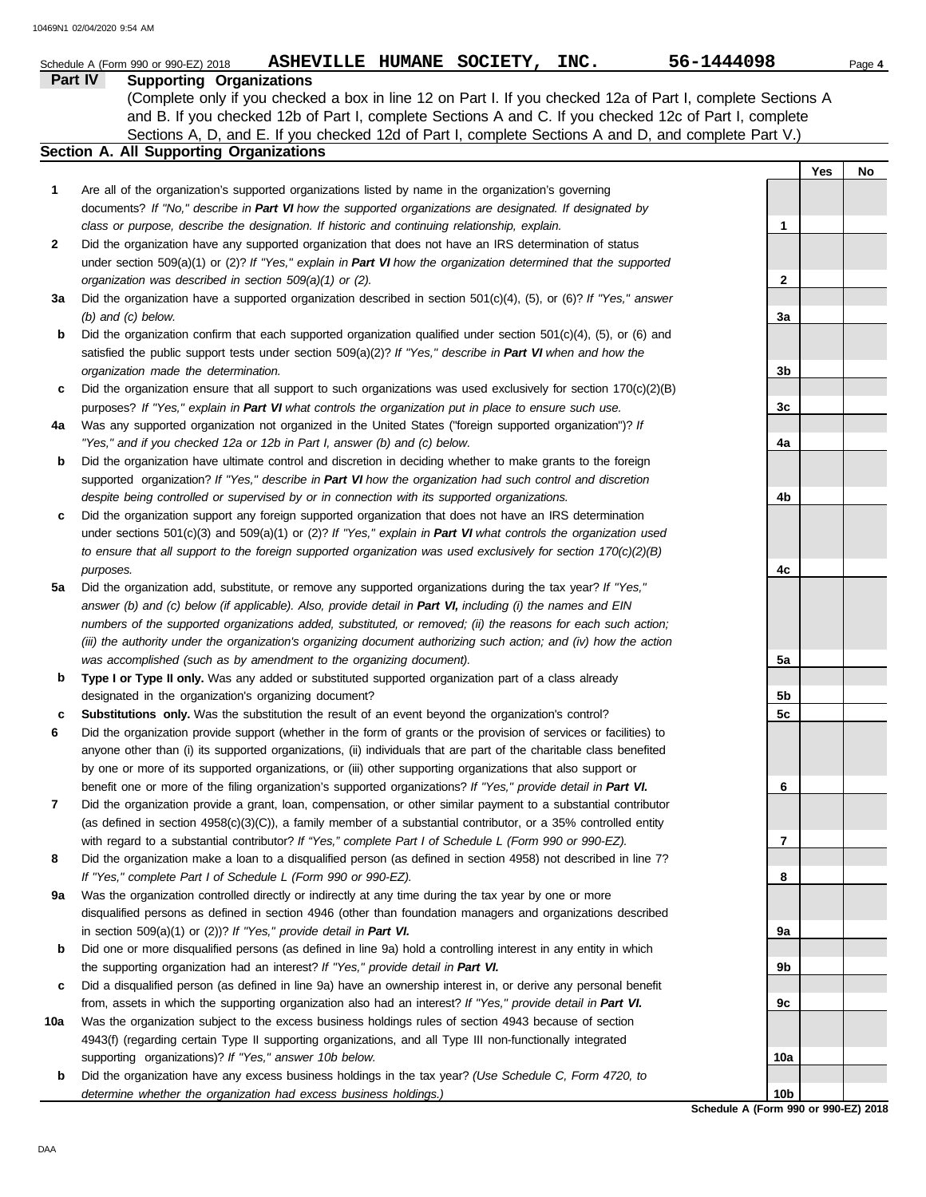Schedule A (Form 990 or 990-EZ) 2018 **ASHEVILLE HUMANE SOCIETY, INC.** **56-1444098**

## Part IV Supporting Organizations

(Complete only if you checked a box in line 12 on Part I. If you checked 12a of Part I, complete Sections A and B. If you checked 12b of Part I, complete Sections A and C. If you checked 12c of Part I, complete Sections A, D, and E. If you checked 12d of Part I, complete Sections A and D, and complete Part V.)

### Section A. All Supporting Organizations

| | | | Yes | No |
|---|---|---|---|---|
| **1** | Are all of the organization's supported organizations listed by name in the organization's governing documents? *If "No," describe in **Part VI** how the supported organizations are designated. If designated by class or purpose, describe the designation. If historic and continuing relationship, explain.* | 1 | | |
| **2** | Did the organization have any supported organization that does not have an IRS determination of status under section 509(a)(1) or (2)? *If "Yes," explain in **Part VI** how the organization determined that the supported organization was described in section 509(a)(1) or (2).* | 2 | | |
| **3a** | Did the organization have a supported organization described in section 501(c)(4), (5), or (6)? *If "Yes," answer (b) and (c) below.* | 3a | | |
| **b** | Did the organization confirm that each supported organization qualified under section 501(c)(4), (5), or (6) and satisfied the public support tests under section 509(a)(2)? *If "Yes," describe in **Part VI** when and how the organization made the determination.* | 3b | | |
| **c** | Did the organization ensure that all support to such organizations was used exclusively for section 170(c)(2)(B) purposes? *If "Yes," explain in **Part VI** what controls the organization put in place to ensure such use.* | 3c | | |
| **4a** | Was any supported organization not organized in the United States ("foreign supported organization")? *If "Yes," and if you checked 12a or 12b in Part I, answer (b) and (c) below.* | 4a | | |
| **b** | Did the organization have ultimate control and discretion in deciding whether to make grants to the foreign supported organization? *If "Yes," describe in **Part VI** how the organization had such control and discretion despite being controlled or supervised by or in connection with its supported organizations.* | 4b | | |
| **c** | Did the organization support any foreign supported organization that does not have an IRS determination under sections 501(c)(3) and 509(a)(1) or (2)? *If "Yes," explain in **Part VI** what controls the organization used to ensure that all support to the foreign supported organization was used exclusively for section 170(c)(2)(B) purposes.* | 4c | | |
| **5a** | Did the organization add, substitute, or remove any supported organizations during the tax year? *If "Yes," answer (b) and (c) below (if applicable). Also, provide detail in **Part VI,** including (i) the names and EIN numbers of the supported organizations added, substituted, or removed; (ii) the reasons for each such action; (iii) the authority under the organization's organizing document authorizing such action; and (iv) how the action was accomplished (such as by amendment to the organizing document).* | 5a | | |
| **b** | **Type I or Type II only.** Was any added or substituted supported organization part of a class already designated in the organization's organizing document? | 5b | | |
| **c** | **Substitutions only.** Was the substitution the result of an event beyond the organization's control? | 5c | | |
| **6** | Did the organization provide support (whether in the form of grants or the provision of services or facilities) to anyone other than (i) its supported organizations, (ii) individuals that are part of the charitable class benefited by one or more of its supported organizations, or (iii) other supporting organizations that also support or benefit one or more of the filing organization's supported organizations? *If "Yes," provide detail in **Part VI.*** | 6 | | |
| **7** | Did the organization provide a grant, loan, compensation, or other similar payment to a substantial contributor (as defined in section 4958(c)(3)(C)), a family member of a substantial contributor, or a 35% controlled entity with regard to a substantial contributor? *If "Yes," complete Part I of Schedule L (Form 990 or 990-EZ).* | 7 | | |
| **8** | Did the organization make a loan to a disqualified person (as defined in section 4958) not described in line 7? *If "Yes," complete Part I of Schedule L (Form 990 or 990-EZ).* | 8 | | |
| **9a** | Was the organization controlled directly or indirectly at any time during the tax year by one or more disqualified persons as defined in section 4946 (other than foundation managers and organizations described in section 509(a)(1) or (2))? *If "Yes," provide detail in **Part VI.*** | 9a | | |
| **b** | Did one or more disqualified persons (as defined in line 9a) hold a controlling interest in any entity in which the supporting organization had an interest? *If "Yes," provide detail in **Part VI.*** | 9b | | |
| **c** | Did a disqualified person (as defined in line 9a) have an ownership interest in, or derive any personal benefit from, assets in which the supporting organization also had an interest? *If "Yes," provide detail in **Part VI.*** | 9c | | |
| **10a** | Was the organization subject to the excess business holdings rules of section 4943 because of section 4943(f) (regarding certain Type II supporting organizations, and all Type III non-functionally integrated supporting organizations)? *If "Yes," answer 10b below.* | 10a | | |
| **b** | Did the organization have any excess business holdings in the tax year? *(Use Schedule C, Form 4720, to determine whether the organization had excess business holdings.)* | 10b | | |

**Schedule A (Form 990 or 990-EZ) 2018**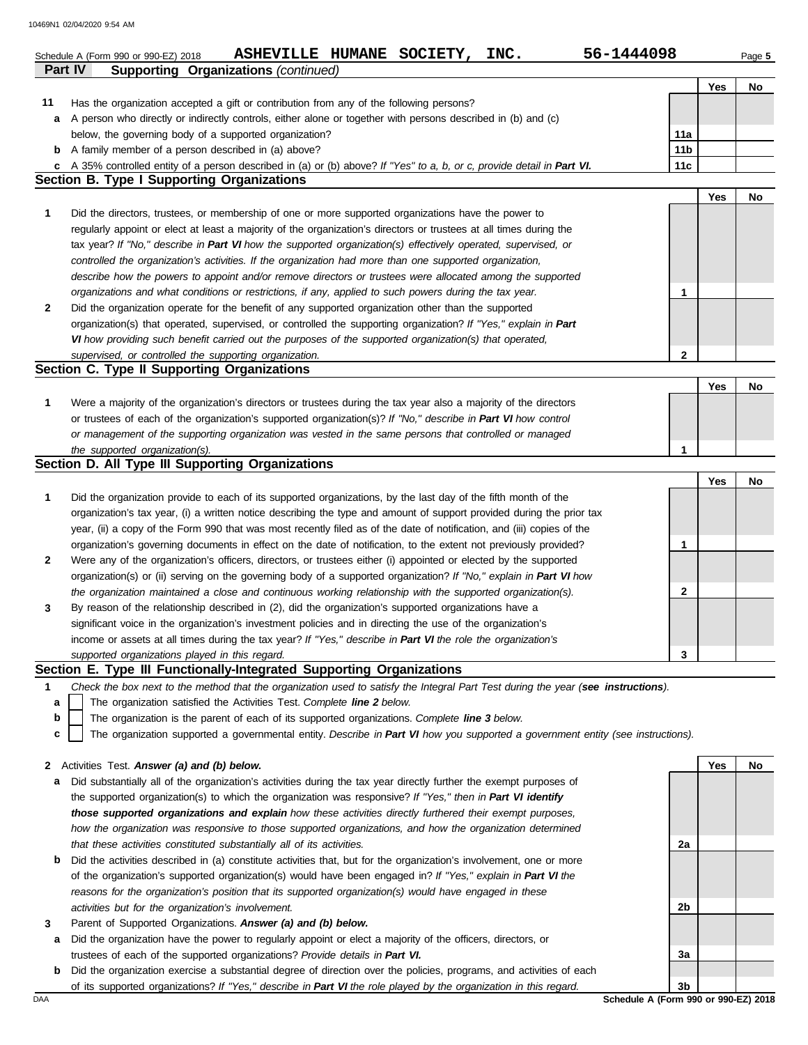Schedule A (Form 990 or 990-EZ) 2018 **ASHEVILLE HUMANE SOCIETY, INC.** **56-1444098**

## Part IV Supporting Organizations *(continued)*

| | | | Yes | No |
|---|---|---|---|---|
| **11** | Has the organization accepted a gift or contribution from any of the following persons? | | | |
| **a** | A person who directly or indirectly controls, either alone or together with persons described in (b) and (c) below, the governing body of a supported organization? | 11a | | |
| **b** | A family member of a person described in (a) above? | 11b | | |
| **c** | A 35% controlled entity of a person described in (a) or (b) above? *If "Yes" to a, b, or c, provide detail in **Part VI.*** | 11c | | |

### Section B. Type I Supporting Organizations

| | | | Yes | No |
|---|---|---|---|---|
| **1** | Did the directors, trustees, or membership of one or more supported organizations have the power to regularly appoint or elect at least a majority of the organization's directors or trustees at all times during the tax year? *If "No," describe in **Part VI** how the supported organization(s) effectively operated, supervised, or controlled the organization's activities. If the organization had more than one supported organization, describe how the powers to appoint and/or remove directors or trustees were allocated among the supported organizations and what conditions or restrictions, if any, applied to such powers during the tax year.* | 1 | | |
| **2** | Did the organization operate for the benefit of any supported organization other than the supported organization(s) that operated, supervised, or controlled the supporting organization? *If "Yes," explain in **Part VI** how providing such benefit carried out the purposes of the supported organization(s) that operated, supervised, or controlled the supporting organization.* | 2 | | |

### Section C. Type II Supporting Organizations

| | | | Yes | No |
|---|---|---|---|---|
| **1** | Were a majority of the organization's directors or trustees during the tax year also a majority of the directors or trustees of each of the organization's supported organization(s)? *If "No," describe in **Part VI** how control or management of the supporting organization was vested in the same persons that controlled or managed the supported organization(s).* | 1 | | |

### Section D. All Type III Supporting Organizations

| | | | Yes | No |
|---|---|---|---|---|
| **1** | Did the organization provide to each of its supported organizations, by the last day of the fifth month of the organization's tax year, (i) a written notice describing the type and amount of support provided during the prior tax year, (ii) a copy of the Form 990 that was most recently filed as of the date of notification, and (iii) copies of the organization's governing documents in effect on the date of notification, to the extent not previously provided? | 1 | | |
| **2** | Were any of the organization's officers, directors, or trustees either (i) appointed or elected by the supported organization(s) or (ii) serving on the governing body of a supported organization? *If "No," explain in **Part VI** how the organization maintained a close and continuous working relationship with the supported organization(s).* | 2 | | |
| **3** | By reason of the relationship described in (2), did the organization's supported organizations have a significant voice in the organization's investment policies and in directing the use of the organization's income or assets at all times during the tax year? *If "Yes," describe in **Part VI** the role the organization's supported organizations played in this regard.* | 3 | | |

### Section E. Type III Functionally-Integrated Supporting Organizations

**1** *Check the box next to the method that the organization used to satisfy the Integral Part Test during the year (**see instructions**).*

- **a** ☐ The organization satisfied the Activities Test. *Complete **line 2** below.*
- **b** ☐ The organization is the parent of each of its supported organizations. *Complete **line 3** below.*
- **c** ☐ The organization supported a governmental entity. *Describe in **Part VI** how you supported a government entity (see instructions).*

| | | | Yes | No |
|---|---|---|---|---|
| **2** | Activities Test. ***Answer (a) and (b) below.*** | | | |
| **a** | Did substantially all of the organization's activities during the tax year directly further the exempt purposes of the supported organization(s) to which the organization was responsive? *If "Yes," then in **Part VI identify those supported organizations and explain** how these activities directly furthered their exempt purposes, how the organization was responsive to those supported organizations, and how the organization determined that these activities constituted substantially all of its activities.* | 2a | | |
| **b** | Did the activities described in (a) constitute activities that, but for the organization's involvement, one or more of the organization's supported organization(s) would have been engaged in? *If "Yes," explain in **Part VI** the reasons for the organization's position that its supported organization(s) would have engaged in these activities but for the organization's involvement.* | 2b | | |
| **3** | Parent of Supported Organizations. ***Answer (a) and (b) below.*** | | | |
| **a** | Did the organization have the power to regularly appoint or elect a majority of the officers, directors, or trustees of each of the supported organizations? *Provide details in **Part VI.*** | 3a | | |
| **b** | Did the organization exercise a substantial degree of direction over the policies, programs, and activities of each of its supported organizations? *If "Yes," describe in **Part VI** the role played by the organization in this regard.* | 3b | | |

**Schedule A (Form 990 or 990-EZ) 2018**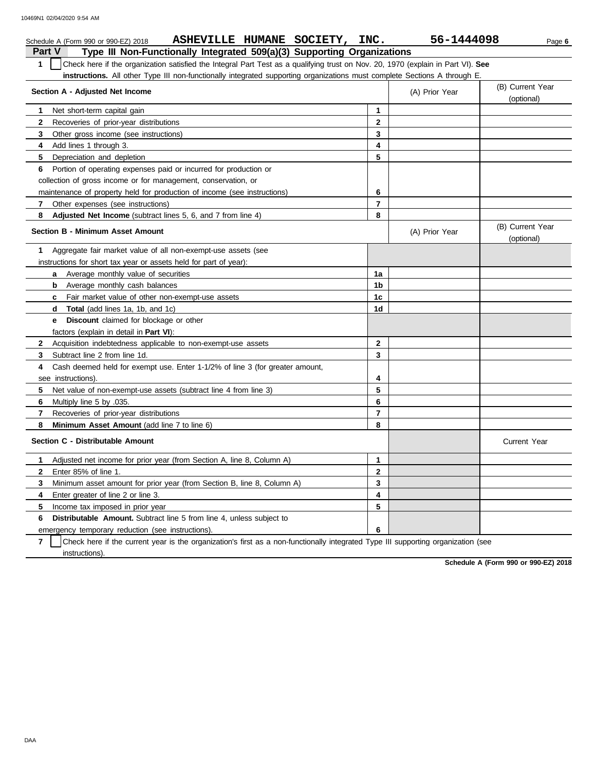Schedule A (Form 990 or 990-EZ) 2018 **ASHEVILLE HUMANE SOCIETY, INC.** **56-1444098**

## Part V — Type III Non-Functionally Integrated 509(a)(3) Supporting Organizations

**1** ☐ Check here if the organization satisfied the Integral Part Test as a qualifying trust on Nov. 20, 1970 (explain in Part VI). **See instructions.** All other Type III non-functionally integrated supporting organizations must complete Sections A through E.

| Section A - Adjusted Net Income | | (A) Prior Year | (B) Current Year (optional) |
|---|---|---|---|
| **1** Net short-term capital gain | 1 | | |
| **2** Recoveries of prior-year distributions | 2 | | |
| **3** Other gross income (see instructions) | 3 | | |
| **4** Add lines 1 through 3. | 4 | | |
| **5** Depreciation and depletion | 5 | | |
| **6** Portion of operating expenses paid or incurred for production or collection of gross income or for management, conservation, or maintenance of property held for production of income (see instructions) | 6 | | |
| **7** Other expenses (see instructions) | 7 | | |
| **8** **Adjusted Net Income** (subtract lines 5, 6, and 7 from line 4) | 8 | | |

| Section B - Minimum Asset Amount | | (A) Prior Year | (B) Current Year (optional) |
|---|---|---|---|
| **1** Aggregate fair market value of all non-exempt-use assets (see instructions for short tax year or assets held for part of year): | | | |
| **a** Average monthly value of securities | 1a | | |
| **b** Average monthly cash balances | 1b | | |
| **c** Fair market value of other non-exempt-use assets | 1c | | |
| **d** **Total** (add lines 1a, 1b, and 1c) | 1d | | |
| **e** **Discount** claimed for blockage or other factors (explain in detail in **Part VI**): | | | |
| **2** Acquisition indebtedness applicable to non-exempt-use assets | 2 | | |
| **3** Subtract line 2 from line 1d. | 3 | | |
| **4** Cash deemed held for exempt use. Enter 1-1/2% of line 3 (for greater amount, see instructions). | 4 | | |
| **5** Net value of non-exempt-use assets (subtract line 4 from line 3) | 5 | | |
| **6** Multiply line 5 by .035. | 6 | | |
| **7** Recoveries of prior-year distributions | 7 | | |
| **8** **Minimum Asset Amount** (add line 7 to line 6) | 8 | | |

| Section C - Distributable Amount | | | Current Year |
|---|---|---|---|
| **1** Adjusted net income for prior year (from Section A, line 8, Column A) | 1 | | |
| **2** Enter 85% of line 1. | 2 | | |
| **3** Minimum asset amount for prior year (from Section B, line 8, Column A) | 3 | | |
| **4** Enter greater of line 2 or line 3. | 4 | | |
| **5** Income tax imposed in prior year | 5 | | |
| **6** **Distributable Amount.** Subtract line 5 from line 4, unless subject to emergency temporary reduction (see instructions). | 6 | | |

**7** ☐ Check here if the current year is the organization's first as a non-functionally integrated Type III supporting organization (see instructions).

**Schedule A (Form 990 or 990-EZ) 2018**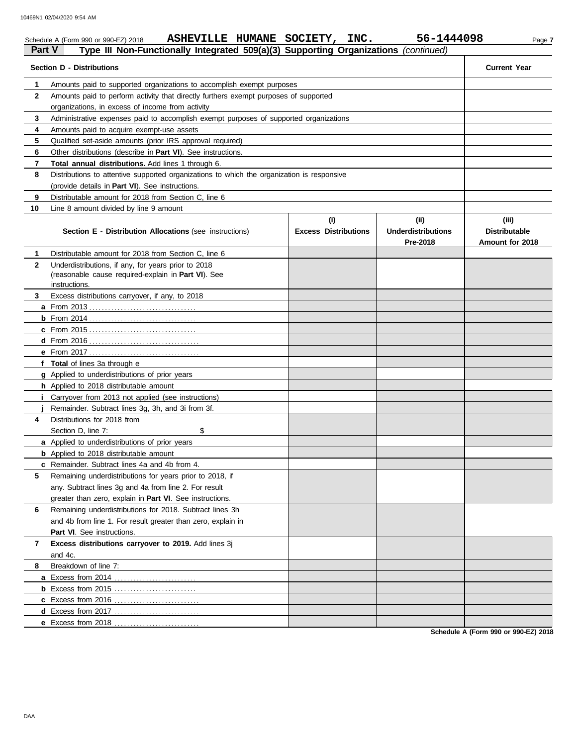Schedule A (Form 990 or 990-EZ) 2018 ASHEVILLE HUMANE SOCIETY, INC. 56-1444098

## Part V Type III Non-Functionally Integrated 509(a)(3) Supporting Organizations *(continued)*

| | **Section D - Distributions** | **Current Year** |
|---|---|---|
| **1** | Amounts paid to supported organizations to accomplish exempt purposes | |
| **2** | Amounts paid to perform activity that directly furthers exempt purposes of supported organizations, in excess of income from activity | |
| **3** | Administrative expenses paid to accomplish exempt purposes of supported organizations | |
| **4** | Amounts paid to acquire exempt-use assets | |
| **5** | Qualified set-aside amounts (prior IRS approval required) | |
| **6** | Other distributions (describe in **Part VI**). See instructions. | |
| **7** | **Total annual distributions.** Add lines 1 through 6. | |
| **8** | Distributions to attentive supported organizations to which the organization is responsive (provide details in **Part VI**). See instructions. | |
| **9** | Distributable amount for 2018 from Section C, line 6 | |
| **10** | Line 8 amount divided by line 9 amount | |

| | **Section E - Distribution Allocations** (see instructions) | **(i) Excess Distributions** | **(ii) Underdistributions Pre-2018** | **(iii) Distributable Amount for 2018** |
|---|---|---|---|---|
| **1** | Distributable amount for 2018 from Section C, line 6 | | | |
| **2** | Underdistributions, if any, for years prior to 2018 (reasonable cause required-explain in **Part VI**). See instructions. | | | |
| **3** | Excess distributions carryover, if any, to 2018 | | | |
| **a** | From 2013 | | | |
| **b** | From 2014 | | | |
| **c** | From 2015 | | | |
| **d** | From 2016 | | | |
| **e** | From 2017 | | | |
| **f** | **Total** of lines 3a through e | | | |
| **g** | Applied to underdistributions of prior years | | | |
| **h** | Applied to 2018 distributable amount | | | |
| **i** | Carryover from 2013 not applied (see instructions) | | | |
| **j** | Remainder. Subtract lines 3g, 3h, and 3i from 3f. | | | |
| **4** | Distributions for 2018 from Section D, line 7: $ | | | |
| **a** | Applied to underdistributions of prior years | | | |
| **b** | Applied to 2018 distributable amount | | | |
| **c** | Remainder. Subtract lines 4a and 4b from 4. | | | |
| **5** | Remaining underdistributions for years prior to 2018, if any. Subtract lines 3g and 4a from line 2. For result greater than zero, explain in **Part VI**. See instructions. | | | |
| **6** | Remaining underdistributions for 2018. Subtract lines 3h and 4b from line 1. For result greater than zero, explain in **Part VI**. See instructions. | | | |
| **7** | **Excess distributions carryover to 2019.** Add lines 3j and 4c. | | | |
| **8** | Breakdown of line 7: | | | |
| **a** | Excess from 2014 | | | |
| **b** | Excess from 2015 | | | |
| **c** | Excess from 2016 | | | |
| **d** | Excess from 2017 | | | |
| **e** | Excess from 2018 | | | |

**Schedule A (Form 990 or 990-EZ) 2018**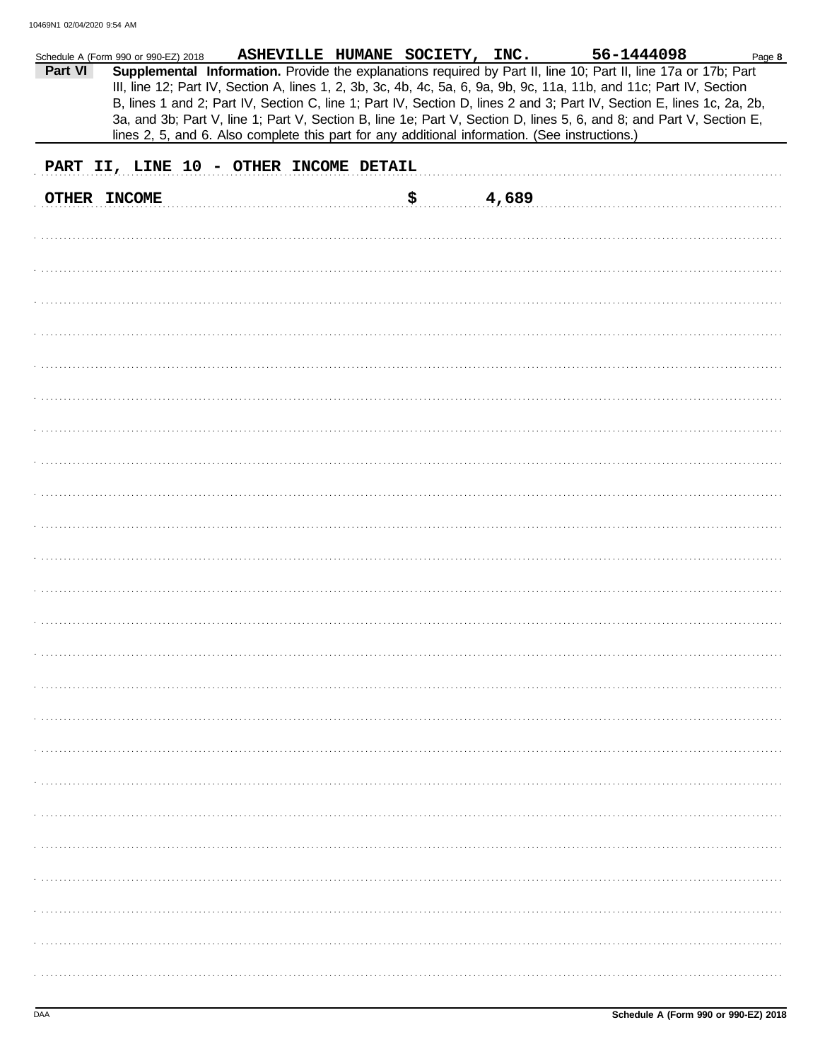Schedule A (Form 990 or 990-EZ) 2018 ASHEVILLE HUMANE SOCIETY, INC. 56-1444098

**Part VI** **Supplemental Information.** Provide the explanations required by Part II, line 10; Part II, line 17a or 17b; Part III, line 12; Part IV, Section A, lines 1, 2, 3b, 3c, 4b, 4c, 5a, 6, 9a, 9b, 9c, 11a, 11b, and 11c; Part IV, Section B, lines 1 and 2; Part IV, Section C, line 1; Part IV, Section D, lines 2 and 3; Part IV, Section E, lines 1c, 2a, 2b, 3a, and 3b; Part V, line 1; Part V, Section B, line 1e; Part V, Section D, lines 5, 6, and 8; and Part V, Section E, lines 2, 5, and 6. Also complete this part for any additional information. (See instructions.)

PART II, LINE 10 - OTHER INCOME DETAIL

OTHER INCOME $ 4,689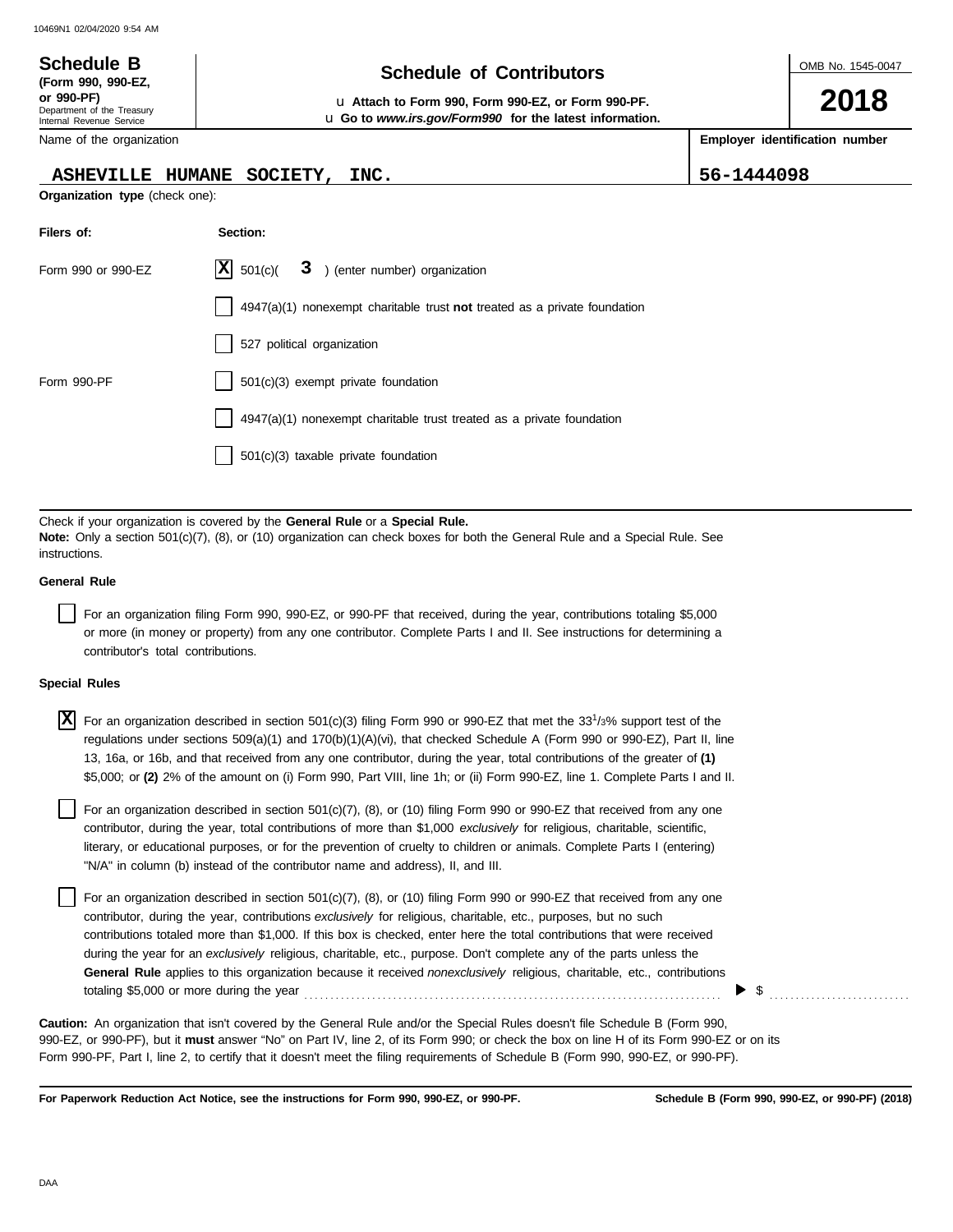**Schedule B**
**(Form 990, 990-EZ, or 990-PF)**
Department of the Treasury
Internal Revenue Service

# Schedule of Contributors

u **Attach to Form 990, Form 990-EZ, or Form 990-PF.**
u **Go to *www.irs.gov/Form990* for the latest information.**

OMB No. 1545-0047

**2018**

Name of the organization: ASHEVILLE HUMANE SOCIETY, INC.

**Employer identification number:** 56-1444098

**Organization type** (check one):

| Filers of: | Section: |
|---|---|
| Form 990 or 990-EZ | [X] 501(c)( 3 ) (enter number) organization |
| | [ ] 4947(a)(1) nonexempt charitable trust **not** treated as a private foundation |
| | [ ] 527 political organization |
| Form 990-PF | [ ] 501(c)(3) exempt private foundation |
| | [ ] 4947(a)(1) nonexempt charitable trust treated as a private foundation |
| | [ ] 501(c)(3) taxable private foundation |

Check if your organization is covered by the **General Rule** or a **Special Rule.**
**Note:** Only a section 501(c)(7), (8), or (10) organization can check boxes for both the General Rule and a Special Rule. See instructions.

**General Rule**

[ ] For an organization filing Form 990, 990-EZ, or 990-PF that received, during the year, contributions totaling $5,000 or more (in money or property) from any one contributor. Complete Parts I and II. See instructions for determining a contributor's total contributions.

**Special Rules**

[X] For an organization described in section 501(c)(3) filing Form 990 or 990-EZ that met the $33\frac{1}{3}$% support test of the regulations under sections 509(a)(1) and 170(b)(1)(A)(vi), that checked Schedule A (Form 990 or 990-EZ), Part II, line 13, 16a, or 16b, and that received from any one contributor, during the year, total contributions of the greater of **(1)** $5,000; or **(2)** 2% of the amount on (i) Form 990, Part VIII, line 1h; or (ii) Form 990-EZ, line 1. Complete Parts I and II.

[ ] For an organization described in section 501(c)(7), (8), or (10) filing Form 990 or 990-EZ that received from any one contributor, during the year, total contributions of more than $1,000 *exclusively* for religious, charitable, scientific, literary, or educational purposes, or for the prevention of cruelty to children or animals. Complete Parts I (entering) "N/A" in column (b) instead of the contributor name and address), II, and III.

[ ] For an organization described in section 501(c)(7), (8), or (10) filing Form 990 or 990-EZ that received from any one contributor, during the year, contributions *exclusively* for religious, charitable, etc., purposes, but no such contributions totaled more than $1,000. If this box is checked, enter here the total contributions that were received during the year for an *exclusively* religious, charitable, etc., purpose. Don't complete any of the parts unless the **General Rule** applies to this organization because it received *nonexclusively* religious, charitable, etc., contributions totaling $5,000 or more during the year ▶ $ ..........

**Caution:** An organization that isn't covered by the General Rule and/or the Special Rules doesn't file Schedule B (Form 990, 990-EZ, or 990-PF), but it **must** answer "No" on Part IV, line 2, of its Form 990; or check the box on line H of its Form 990-EZ or on its Form 990-PF, Part I, line 2, to certify that it doesn't meet the filing requirements of Schedule B (Form 990, 990-EZ, or 990-PF).

**For Paperwork Reduction Act Notice, see the instructions for Form 990, 990-EZ, or 990-PF.** **Schedule B (Form 990, 990-EZ, or 990-PF) (2018)**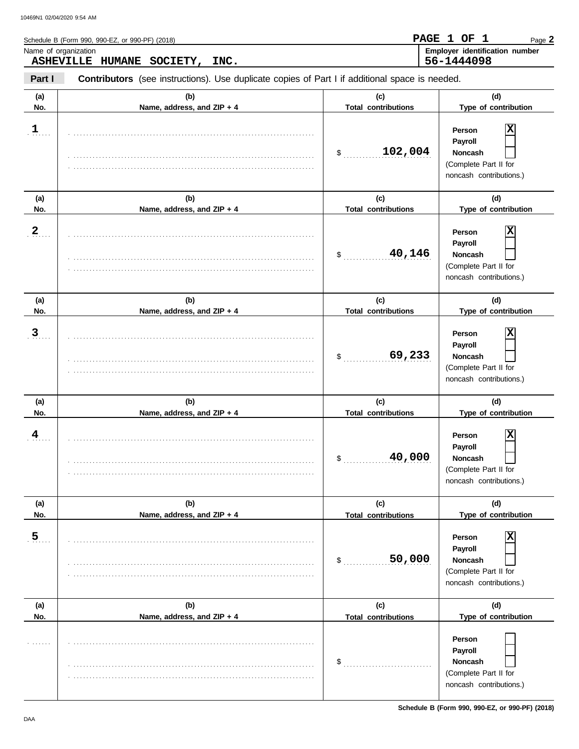Schedule B (Form 990, 990-EZ, or 990-PF) (2018)

**PAGE 1 OF 1**

Name of organization: **ASHEVILLE HUMANE SOCIETY, INC.**

Employer identification number: **56-1444098**

**Part I** **Contributors** (see instructions). Use duplicate copies of Part I if additional space is needed.

| (a) No. | (b) Name, address, and ZIP + 4 | (c) Total contributions | (d) Type of contribution |
|---|---|---|---|
| 1 | | $ 102,004 | Person [X] Payroll [ ] Noncash [ ] (Complete Part II for noncash contributions.) |
| 2 | | $ 40,146 | Person [X] Payroll [ ] Noncash [ ] (Complete Part II for noncash contributions.) |
| 3 | | $ 69,233 | Person [X] Payroll [ ] Noncash [ ] (Complete Part II for noncash contributions.) |
| 4 | | $ 40,000 | Person [X] Payroll [ ] Noncash [ ] (Complete Part II for noncash contributions.) |
| 5 | | $ 50,000 | Person [X] Payroll [ ] Noncash [ ] (Complete Part II for noncash contributions.) |
| | | $ | Person [ ] Payroll [ ] Noncash [ ] (Complete Part II for noncash contributions.) |

Schedule B (Form 990, 990-EZ, or 990-PF) (2018)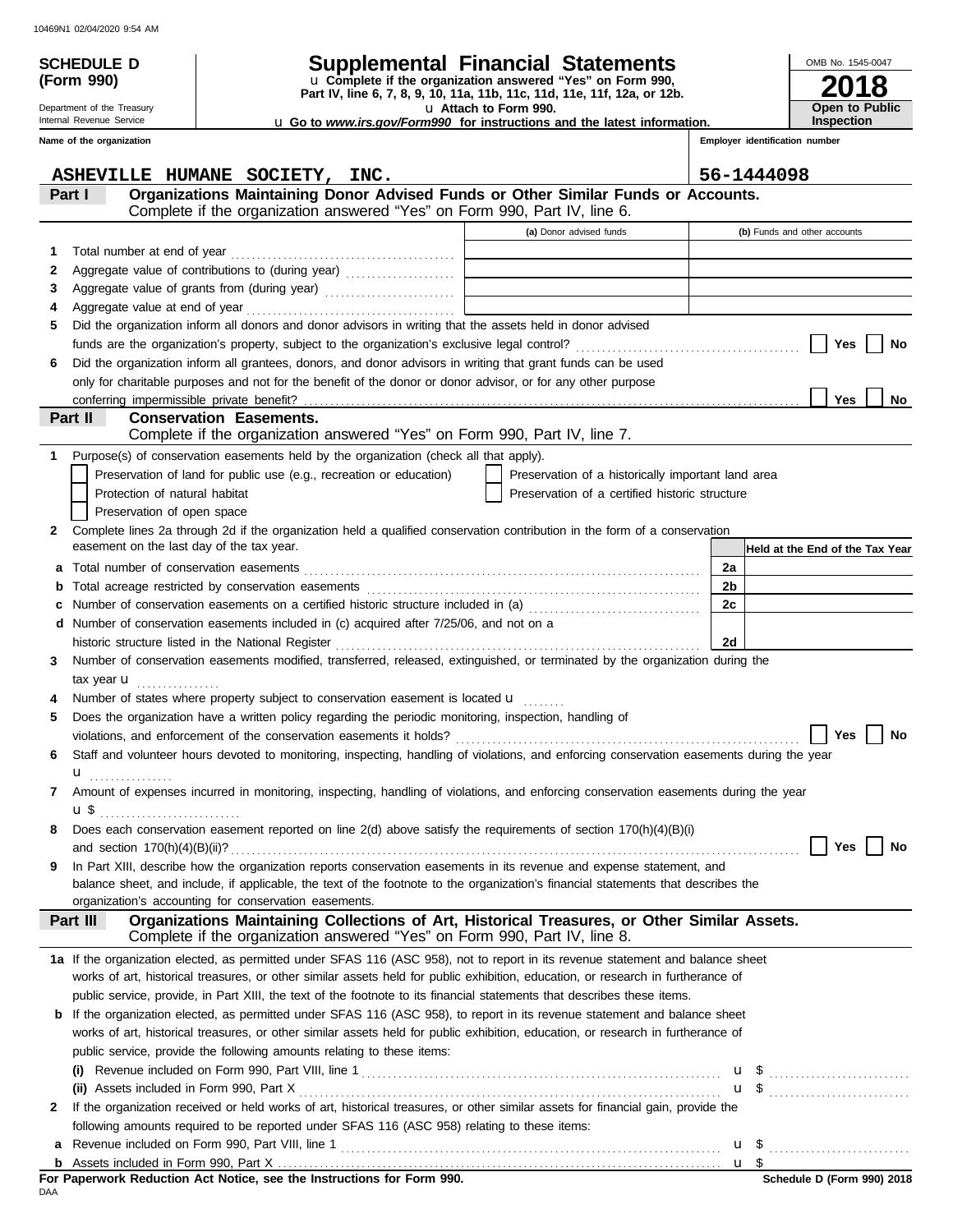**SCHEDULE D (Form 990)**

Department of the Treasury
Internal Revenue Service

# Supplemental Financial Statements

u Complete if the organization answered "Yes" on Form 990, Part IV, line 6, 7, 8, 9, 10, 11a, 11b, 11c, 11d, 11e, 11f, 12a, or 12b.

u Attach to Form 990.

u Go to *www.irs.gov/Form990* for instructions and the latest information.

OMB No. 1545-0047

**2018**

**Open to Public Inspection**

**Name of the organization:** ASHEVILLE HUMANE SOCIETY, INC.

**Employer identification number:** 56-1444098

## Part I — Organizations Maintaining Donor Advised Funds or Other Similar Funds or Accounts.

Complete if the organization answered "Yes" on Form 990, Part IV, line 6.

| | | (a) Donor advised funds | (b) Funds and other accounts |
|---|---|---|---|
| 1 | Total number at end of year | | |
| 2 | Aggregate value of contributions to (during year) | | |
| 3 | Aggregate value of grants from (during year) | | |
| 4 | Aggregate value at end of year | | |

5 Did the organization inform all donors and donor advisors in writing that the assets held in donor advised funds are the organization's property, subject to the organization's exclusive legal control? ☐ Yes ☐ No

6 Did the organization inform all grantees, donors, and donor advisors in writing that grant funds can be used only for charitable purposes and not for the benefit of the donor or donor advisor, or for any other purpose conferring impermissible private benefit? ☐ Yes ☐ No

## Part II — Conservation Easements.

Complete if the organization answered "Yes" on Form 990, Part IV, line 7.

1 Purpose(s) of conservation easements held by the organization (check all that apply).

- ☐ Preservation of land for public use (e.g., recreation or education)
- ☐ Preservation of a historically important land area
- ☐ Protection of natural habitat
- ☐ Preservation of a certified historic structure
- ☐ Preservation of open space

2 Complete lines 2a through 2d if the organization held a qualified conservation contribution in the form of a conservation easement on the last day of the tax year.

| | | | Held at the End of the Tax Year |
|---|---|---|---|
| a | Total number of conservation easements | 2a | |
| b | Total acreage restricted by conservation easements | 2b | |
| c | Number of conservation easements on a certified historic structure included in (a) | 2c | |
| d | Number of conservation easements included in (c) acquired after 7/25/06, and not on a historic structure listed in the National Register | 2d | |

3 Number of conservation easements modified, transferred, released, extinguished, or terminated by the organization during the tax year u

4 Number of states where property subject to conservation easement is located u

5 Does the organization have a written policy regarding the periodic monitoring, inspection, handling of violations, and enforcement of the conservation easements it holds? ☐ Yes ☐ No

6 Staff and volunteer hours devoted to monitoring, inspecting, handling of violations, and enforcing conservation easements during the year u

7 Amount of expenses incurred in monitoring, inspecting, handling of violations, and enforcing conservation easements during the year u $

8 Does each conservation easement reported on line 2(d) above satisfy the requirements of section 170(h)(4)(B)(i) and section 170(h)(4)(B)(ii)? ☐ Yes ☐ No

9 In Part XIII, describe how the organization reports conservation easements in its revenue and expense statement, and balance sheet, and include, if applicable, the text of the footnote to the organization's financial statements that describes the organization's accounting for conservation easements.

## Part III — Organizations Maintaining Collections of Art, Historical Treasures, or Other Similar Assets.

Complete if the organization answered "Yes" on Form 990, Part IV, line 8.

1a If the organization elected, as permitted under SFAS 116 (ASC 958), not to report in its revenue statement and balance sheet works of art, historical treasures, or other similar assets held for public exhibition, education, or research in furtherance of public service, provide, in Part XIII, the text of the footnote to its financial statements that describes these items.

b If the organization elected, as permitted under SFAS 116 (ASC 958), to report in its revenue statement and balance sheet works of art, historical treasures, or other similar assets held for public exhibition, education, or research in furtherance of public service, provide the following amounts relating to these items:

(i) Revenue included on Form 990, Part VIII, line 1 u $

(ii) Assets included in Form 990, Part X u $

2 If the organization received or held works of art, historical treasures, or other similar assets for financial gain, provide the following amounts required to be reported under SFAS 116 (ASC 958) relating to these items:

a Revenue included on Form 990, Part VIII, line 1 u $

b Assets included in Form 990, Part X u $

**For Paperwork Reduction Act Notice, see the Instructions for Form 990.**

**Schedule D (Form 990) 2018**

DAA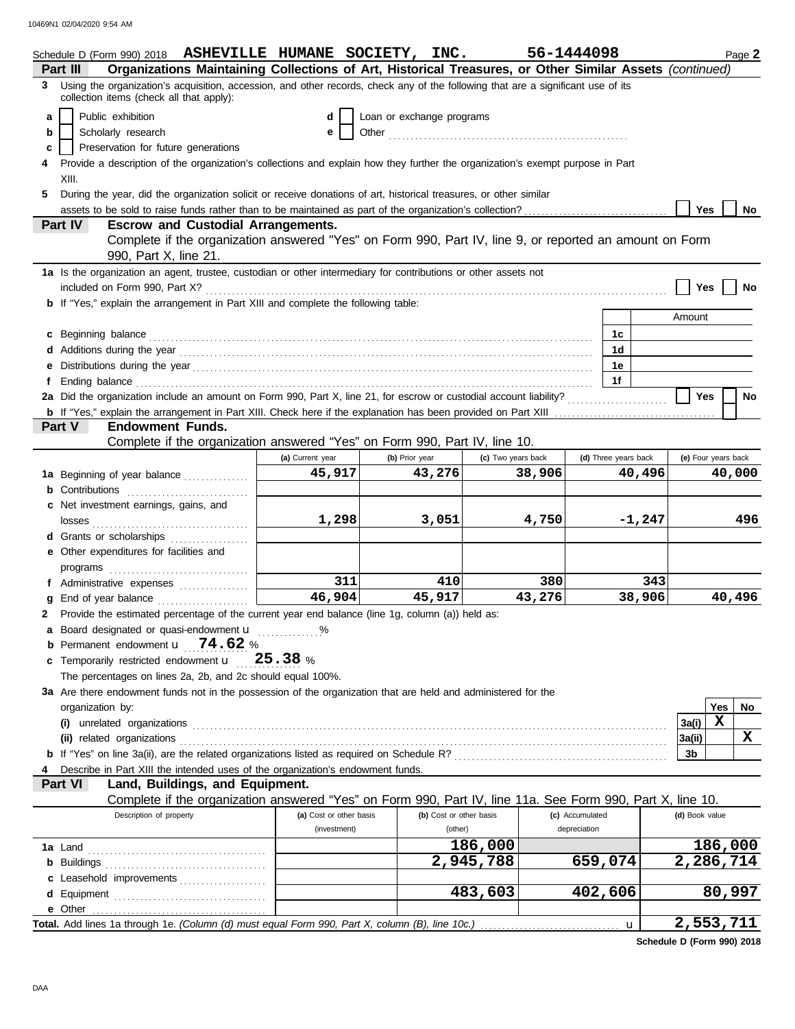Schedule D (Form 990) 2018 **ASHEVILLE HUMANE SOCIETY, INC.** **56-1444098** Page **2**

## Part III — Organizations Maintaining Collections of Art, Historical Treasures, or Other Similar Assets *(continued)*

**3** Using the organization's acquisition, accession, and other records, check any of the following that are a significant use of its collection items (check all that apply):

- **a** ☐ Public exhibition
- **b** ☐ Scholarly research
- **c** ☐ Preservation for future generations
- **d** ☐ Loan or exchange programs
- **e** ☐ Other ........................

**4** Provide a description of the organization's collections and explain how they further the organization's exempt purpose in Part XIII.

**5** During the year, did the organization solicit or receive donations of art, historical treasures, or other similar assets to be sold to raise funds rather than to be maintained as part of the organization's collection? ☐ Yes ☐ No

## Part IV — Escrow and Custodial Arrangements.

Complete if the organization answered "Yes" on Form 990, Part IV, line 9, or reported an amount on Form 990, Part X, line 21.

**1a** Is the organization an agent, trustee, custodian or other intermediary for contributions or other assets not included on Form 990, Part X? ☐ Yes ☐ No

**b** If "Yes," explain the arrangement in Part XIII and complete the following table:

| | | Amount |
|---|---|---|
| **c** Beginning balance | 1c | |
| **d** Additions during the year | 1d | |
| **e** Distributions during the year | 1e | |
| **f** Ending balance | 1f | |

**2a** Did the organization include an amount on Form 990, Part X, line 21, for escrow or custodial account liability? ☐ Yes ☐ No

**b** If "Yes," explain the arrangement in Part XIII. Check here if the explanation has been provided on Part XIII ☐

## Part V — Endowment Funds.

Complete if the organization answered "Yes" on Form 990, Part IV, line 10.

| | (a) Current year | (b) Prior year | (c) Two years back | (d) Three years back | (e) Four years back |
|---|---|---|---|---|---|
| **1a** Beginning of year balance | 45,917 | 43,276 | 38,906 | 40,496 | 40,000 |
| **b** Contributions | | | | | |
| **c** Net investment earnings, gains, and losses | 1,298 | 3,051 | 4,750 | -1,247 | 496 |
| **d** Grants or scholarships | | | | | |
| **e** Other expenditures for facilities and programs | | | | | |
| **f** Administrative expenses | 311 | 410 | 380 | 343 | |
| **g** End of year balance | 46,904 | 45,917 | 43,276 | 38,906 | 40,496 |

**2** Provide the estimated percentage of the current year end balance (line 1g, column (a)) held as:

- **a** Board designated or quasi-endowment u ............. %
- **b** Permanent endowment u **74.62** %
- **c** Temporarily restricted endowment u **25.38** %

The percentages on lines 2a, 2b, and 2c should equal 100%.

**3a** Are there endowment funds not in the possession of the organization that are held and administered for the organization by:

| | | Yes | No |
|---|---|---|---|
| **(i)** unrelated organizations | 3a(i) | X | |
| **(ii)** related organizations | 3a(ii) | | X |
| **b** If "Yes" on line 3a(ii), are the related organizations listed as required on Schedule R? | 3b | | |

**4** Describe in Part XIII the intended uses of the organization's endowment funds.

## Part VI — Land, Buildings, and Equipment.

Complete if the organization answered "Yes" on Form 990, Part IV, line 11a. See Form 990, Part X, line 10.

| Description of property | (a) Cost or other basis (investment) | (b) Cost or other basis (other) | (c) Accumulated depreciation | (d) Book value |
|---|---|---|---|---|
| **1a** Land | | 186,000 | | 186,000 |
| **b** Buildings | | 2,945,788 | 659,074 | 2,286,714 |
| **c** Leasehold improvements | | | | |
| **d** Equipment | | 483,603 | 402,606 | 80,997 |
| **e** Other | | | | |

**Total.** Add lines 1a through 1e. *(Column (d) must equal Form 990, Part X, column (B), line 10c.)* u **2,553,711**

**Schedule D (Form 990) 2018**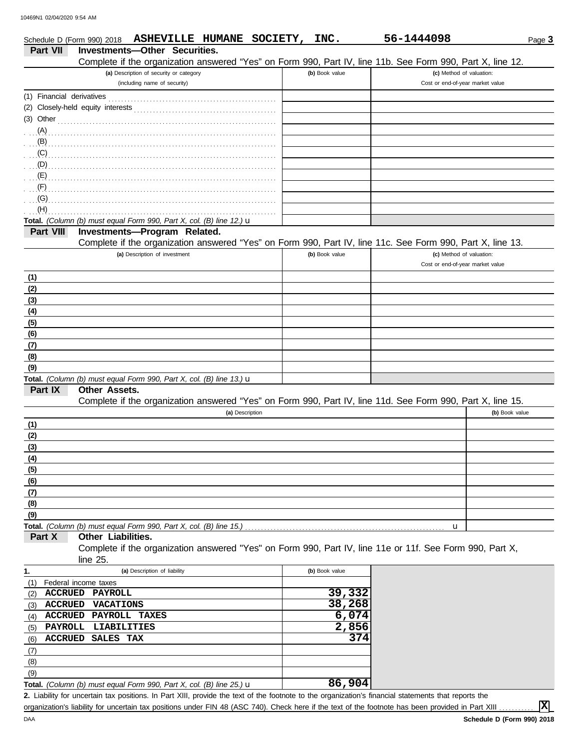Schedule D (Form 990) 2018 **ASHEVILLE HUMANE SOCIETY, INC.** **56-1444098** Page **3**

## Part VII Investments—Other Securities.

Complete if the organization answered "Yes" on Form 990, Part IV, line 11b. See Form 990, Part X, line 12.

| (a) Description of security or category (including name of security) | (b) Book value | (c) Method of valuation: Cost or end-of-year market value |
|---|---|---|
| (1) Financial derivatives | | |
| (2) Closely-held equity interests | | |
| (3) Other | | |
| (A) | | |
| (B) | | |
| (C) | | |
| (D) | | |
| (E) | | |
| (F) | | |
| (G) | | |
| (H) | | |
| **Total.** *(Column (b) must equal Form 990, Part X, col. (B) line 12.)* u | | |

## Part VIII Investments—Program Related.

Complete if the organization answered "Yes" on Form 990, Part IV, line 11c. See Form 990, Part X, line 13.

| (a) Description of investment | (b) Book value | (c) Method of valuation: Cost or end-of-year market value |
|---|---|---|
| (1) | | |
| (2) | | |
| (3) | | |
| (4) | | |
| (5) | | |
| (6) | | |
| (7) | | |
| (8) | | |
| (9) | | |
| **Total.** *(Column (b) must equal Form 990, Part X, col. (B) line 13.)* u | | |

## Part IX Other Assets.

Complete if the organization answered "Yes" on Form 990, Part IV, line 11d. See Form 990, Part X, line 15.

| (a) Description | (b) Book value |
|---|---|
| (1) | |
| (2) | |
| (3) | |
| (4) | |
| (5) | |
| (6) | |
| (7) | |
| (8) | |
| (9) | |
| **Total.** *(Column (b) must equal Form 990, Part X, col. (B) line 15.)* u | |

## Part X Other Liabilities.

Complete if the organization answered "Yes" on Form 990, Part IV, line 11e or 11f. See Form 990, Part X, line 25.

| 1. (a) Description of liability | (b) Book value |
|---|---|
| (1) Federal income taxes | |
| (2) ACCRUED PAYROLL | 39,332 |
| (3) ACCRUED VACATIONS | 38,268 |
| (4) ACCRUED PAYROLL TAXES | 6,074 |
| (5) PAYROLL LIABILITIES | 2,856 |
| (6) ACCRUED SALES TAX | 374 |
| (7) | |
| (8) | |
| (9) | |
| **Total.** *(Column (b) must equal Form 990, Part X, col. (B) line 25.)* u | 86,904 |

**2.** Liability for uncertain tax positions. In Part XIII, provide the text of the footnote to the organization's financial statements that reports the organization's liability for uncertain tax positions under FIN 48 (ASC 740). Check here if the text of the footnote has been provided in Part XIII .......... [X]

DAA **Schedule D (Form 990) 2018**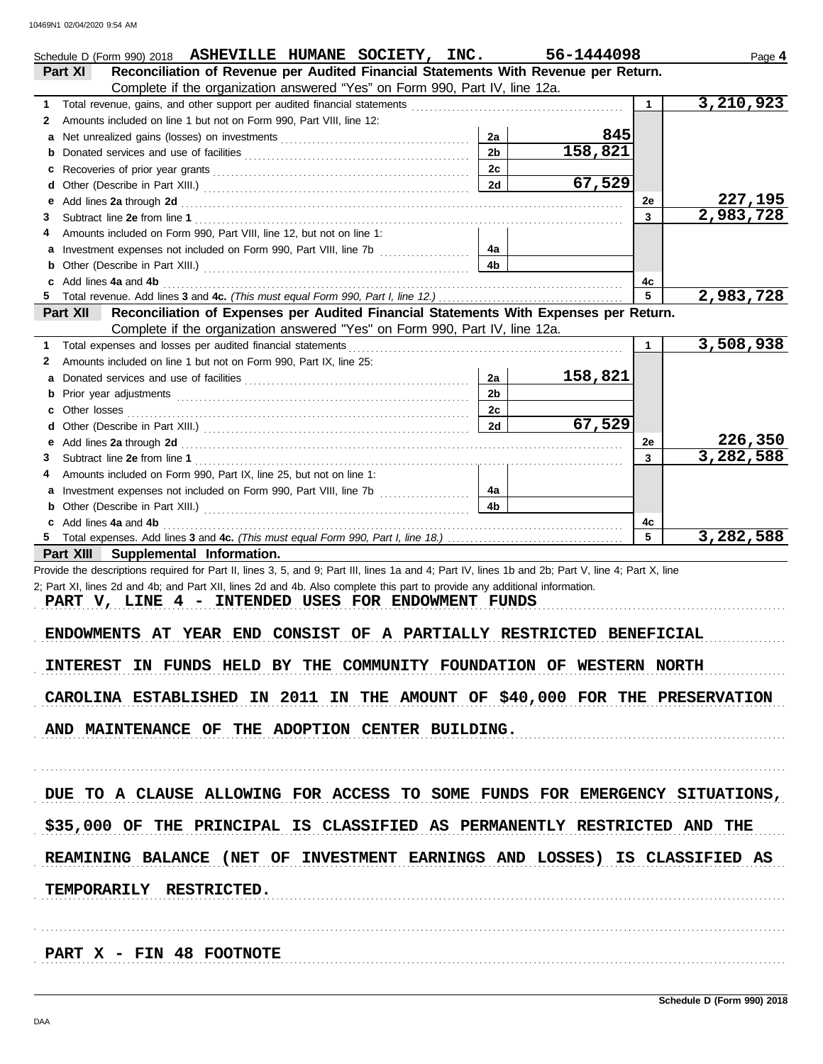Schedule D (Form 990) 2018 **ASHEVILLE HUMANE SOCIETY, INC.** **56-1444098** Page **4**

## Part XI Reconciliation of Revenue per Audited Financial Statements With Revenue per Return.

Complete if the organization answered "Yes" on Form 990, Part IV, line 12a.

| | | | | | |
|---|---|---|---|---|---|
| **1** | Total revenue, gains, and other support per audited financial statements | | | 1 | 3,210,923 |
| **2** | Amounts included on line 1 but not on Form 990, Part VIII, line 12: | | | | |
| **a** | Net unrealized gains (losses) on investments | 2a | 845 | | |
| **b** | Donated services and use of facilities | 2b | 158,821 | | |
| **c** | Recoveries of prior year grants | 2c | | | |
| **d** | Other (Describe in Part XIII.) | 2d | 67,529 | | |
| **e** | Add lines **2a** through **2d** | | | 2e | 227,195 |
| **3** | Subtract line **2e** from line **1** | | | 3 | 2,983,728 |
| **4** | Amounts included on Form 990, Part VIII, line 12, but not on line 1: | | | | |
| **a** | Investment expenses not included on Form 990, Part VIII, line 7b | 4a | | | |
| **b** | Other (Describe in Part XIII.) | 4b | | | |
| **c** | Add lines **4a** and **4b** | | | 4c | |
| **5** | Total revenue. Add lines **3** and **4c.** *(This must equal Form 990, Part I, line 12.)* | | | 5 | 2,983,728 |

## Part XII Reconciliation of Expenses per Audited Financial Statements With Expenses per Return.

Complete if the organization answered "Yes" on Form 990, Part IV, line 12a.

| | | | | | |
|---|---|---|---|---|---|
| **1** | Total expenses and losses per audited financial statements | | | 1 | 3,508,938 |
| **2** | Amounts included on line 1 but not on Form 990, Part IX, line 25: | | | | |
| **a** | Donated services and use of facilities | 2a | 158,821 | | |
| **b** | Prior year adjustments | 2b | | | |
| **c** | Other losses | 2c | | | |
| **d** | Other (Describe in Part XIII.) | 2d | 67,529 | | |
| **e** | Add lines **2a** through **2d** | | | 2e | 226,350 |
| **3** | Subtract line **2e** from line **1** | | | 3 | 3,282,588 |
| **4** | Amounts included on Form 990, Part IX, line 25, but not on line 1: | | | | |
| **a** | Investment expenses not included on Form 990, Part VIII, line 7b | 4a | | | |
| **b** | Other (Describe in Part XIII.) | 4b | | | |
| **c** | Add lines **4a** and **4b** | | | 4c | |
| **5** | Total expenses. Add lines **3** and **4c.** *(This must equal Form 990, Part I, line 18.)* | | | 5 | 3,282,588 |

## Part XIII Supplemental Information.

Provide the descriptions required for Part II, lines 3, 5, and 9; Part III, lines 1a and 4; Part IV, lines 1b and 2b; Part V, line 4; Part X, line 2; Part XI, lines 2d and 4b; and Part XII, lines 2d and 4b. Also complete this part to provide any additional information.

PART V, LINE 4 - INTENDED USES FOR ENDOWMENT FUNDS

ENDOWMENTS AT YEAR END CONSIST OF A PARTIALLY RESTRICTED BENEFICIAL INTEREST IN FUNDS HELD BY THE COMMUNITY FOUNDATION OF WESTERN NORTH CAROLINA ESTABLISHED IN 2011 IN THE AMOUNT OF $40,000 FOR THE PRESERVATION AND MAINTENANCE OF THE ADOPTION CENTER BUILDING.

DUE TO A CLAUSE ALLOWING FOR ACCESS TO SOME FUNDS FOR EMERGENCY SITUATIONS, $35,000 OF THE PRINCIPAL IS CLASSIFIED AS PERMANENTLY RESTRICTED AND THE REAMINING BALANCE (NET OF INVESTMENT EARNINGS AND LOSSES) IS CLASSIFIED AS TEMPORARILY RESTRICTED.

PART X - FIN 48 FOOTNOTE

Schedule D (Form 990) 2018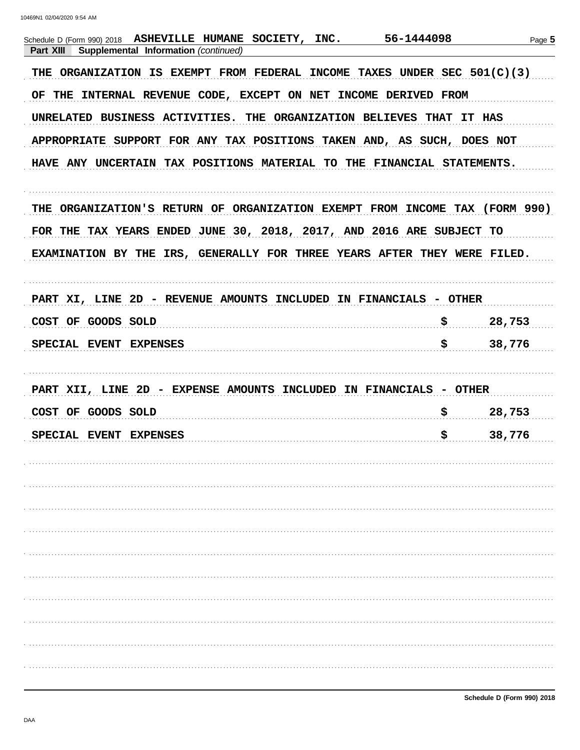Schedule D (Form 990) 2018 **ASHEVILLE HUMANE SOCIETY, INC.** **56-1444098**

**Part XIII** **Supplemental Information** *(continued)*

THE ORGANIZATION IS EXEMPT FROM FEDERAL INCOME TAXES UNDER SEC 501(C)(3) OF THE INTERNAL REVENUE CODE, EXCEPT ON NET INCOME DERIVED FROM UNRELATED BUSINESS ACTIVITIES. THE ORGANIZATION BELIEVES THAT IT HAS APPROPRIATE SUPPORT FOR ANY TAX POSITIONS TAKEN AND, AS SUCH, DOES NOT HAVE ANY UNCERTAIN TAX POSITIONS MATERIAL TO THE FINANCIAL STATEMENTS.

THE ORGANIZATION'S RETURN OF ORGANIZATION EXEMPT FROM INCOME TAX (FORM 990) FOR THE TAX YEARS ENDED JUNE 30, 2018, 2017, AND 2016 ARE SUBJECT TO EXAMINATION BY THE IRS, GENERALLY FOR THREE YEARS AFTER THEY WERE FILED.

PART XI, LINE 2D - REVENUE AMOUNTS INCLUDED IN FINANCIALS - OTHER

| | |
|---|---|
| COST OF GOODS SOLD | $ 28,753 |
| SPECIAL EVENT EXPENSES | $ 38,776 |

PART XII, LINE 2D - EXPENSE AMOUNTS INCLUDED IN FINANCIALS - OTHER

| | |
|---|---|
| COST OF GOODS SOLD | $ 28,753 |
| SPECIAL EVENT EXPENSES | $ 38,776 |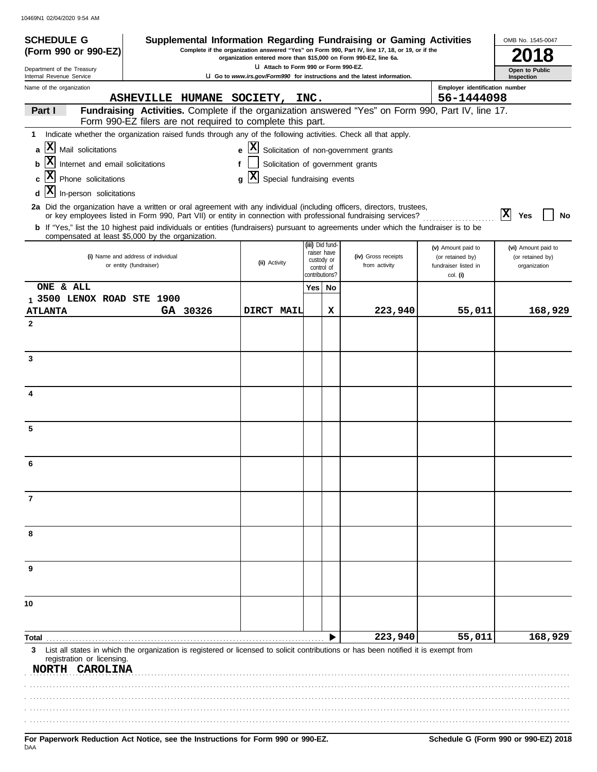10469N1 02/04/2020 9:54 AM

# SCHEDULE G (Form 990 or 990-EZ)

Department of the Treasury
Internal Revenue Service

## Supplemental Information Regarding Fundraising or Gaming Activities

**Complete if the organization answered "Yes" on Form 990, Part IV, line 17, 18, or 19, or if the organization entered more than $15,000 on Form 990-EZ, line 6a.**

u Attach to Form 990 or Form 990-EZ.

u Go to *www.irs.gov/Form990* for instructions and the latest information.

OMB No. 1545-0047

**2018**

**Open to Public Inspection**

Name of the organization: **ASHEVILLE HUMANE SOCIETY, INC.**

Employer identification number: **56-1444098**

### Part I — Fundraising Activities. 
Complete if the organization answered "Yes" on Form 990, Part IV, line 17. Form 990-EZ filers are not required to complete this part.

**1** Indicate whether the organization raised funds through any of the following activities. Check all that apply.

- **a** [X] Mail solicitations
- **b** [X] Internet and email solicitations
- **c** [X] Phone solicitations
- **d** [X] In-person solicitations
- **e** [X] Solicitation of non-government grants
- **f** [ ] Solicitation of government grants
- **g** [X] Special fundraising events

**2a** Did the organization have a written or oral agreement with any individual (including officers, directors, trustees, or key employees listed in Form 990, Part VII) or entity in connection with professional fundraising services? [X] Yes [ ] No

**b** If "Yes," list the 10 highest paid individuals or entities (fundraisers) pursuant to agreements under which the fundraiser is to be compensated at least $5,000 by the organization.

| | (i) Name and address of individual or entity (fundraiser) | (ii) Activity | (iii) Did fund-raiser have custody or control of contributions? Yes | No | (iv) Gross receipts from activity | (v) Amount paid to (or retained by) fundraiser listed in col. (i) | (vi) Amount paid to (or retained by) organization |
|---|---|---|---|---|---|---|---|
| 1 | ONE & ALL 3500 LENOX ROAD STE 1900 ATLANTA GA 30326 | DIRCT MAIL | | X | 223,940 | 55,011 | 168,929 |
| 2 | | | | | | | |
| 3 | | | | | | | |
| 4 | | | | | | | |
| 5 | | | | | | | |
| 6 | | | | | | | |
| 7 | | | | | | | |
| 8 | | | | | | | |
| 9 | | | | | | | |
| 10 | | | | | | | |
| **Total** | | | | | 223,940 | 55,011 | 168,929 |

**3** List all states in which the organization is registered or licensed to solicit contributions or has been notified it is exempt from registration or licensing.

NORTH CAROLINA

**For Paperwork Reduction Act Notice, see the Instructions for Form 990 or 990-EZ.** **Schedule G (Form 990 or 990-EZ) 2018**

DAA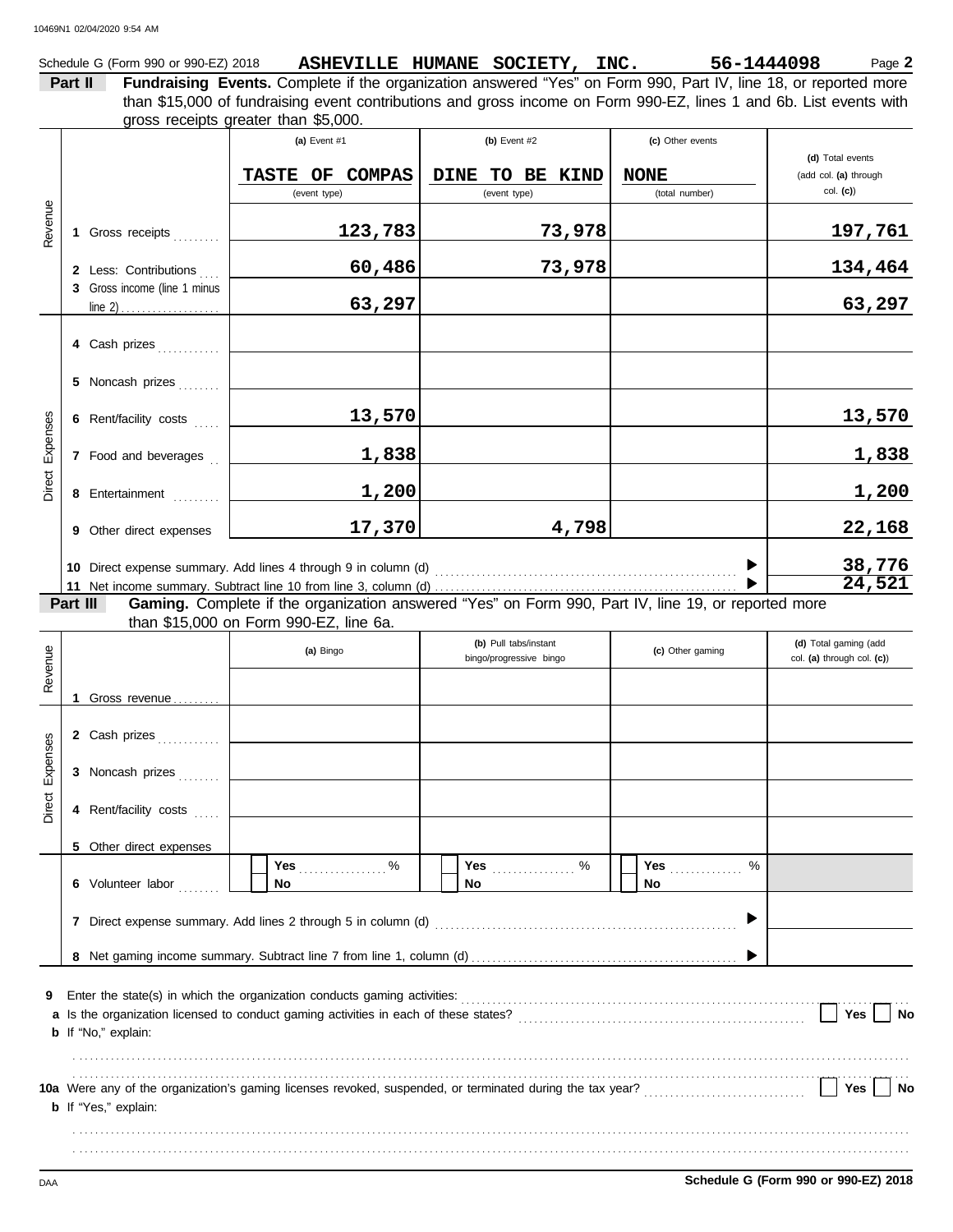Schedule G (Form 990 or 990-EZ) 2018 **ASHEVILLE HUMANE SOCIETY, INC.** **56-1444098** Page **2**

**Part II** **Fundraising Events.** Complete if the organization answered "Yes" on Form 990, Part IV, line 18, or reported more than $15,000 of fundraising event contributions and gross income on Form 990-EZ, lines 1 and 6b. List events with gross receipts greater than $5,000.

| | | (a) Event #1 | (b) Event #2 | (c) Other events | (d) Total events (add col. (a) through col. (c)) |
|---|---|---|---|---|---|
| | | TASTE OF COMPAS (event type) | DINE TO BE KIND (event type) | NONE (total number) | |
| Revenue | 1 Gross receipts | 123,783 | 73,978 | | 197,761 |
| | 2 Less: Contributions | 60,486 | 73,978 | | 134,464 |
| | 3 Gross income (line 1 minus line 2) | 63,297 | | | 63,297 |
| Direct Expenses | 4 Cash prizes | | | | |
| | 5 Noncash prizes | | | | |
| | 6 Rent/facility costs | 13,570 | | | 13,570 |
| | 7 Food and beverages | 1,838 | | | 1,838 |
| | 8 Entertainment | 1,200 | | | 1,200 |
| | 9 Other direct expenses | 17,370 | 4,798 | | 22,168 |
| | 10 Direct expense summary. Add lines 4 through 9 in column (d) | | | | 38,776 |
| | 11 Net income summary. Subtract line 10 from line 3, column (d) | | | | 24,521 |

**Part III** **Gaming.** Complete if the organization answered "Yes" on Form 990, Part IV, line 19, or reported more than $15,000 on Form 990-EZ, line 6a.

| | | (a) Bingo | (b) Pull tabs/instant bingo/progressive bingo | (c) Other gaming | (d) Total gaming (add col. (a) through col. (c)) |
|---|---|---|---|---|---|
| Revenue | 1 Gross revenue | | | | |
| Direct Expenses | 2 Cash prizes | | | | |
| | 3 Noncash prizes | | | | |
| | 4 Rent/facility costs | | | | |
| | 5 Other direct expenses | | | | |
| | 6 Volunteer labor | Yes ____ % / No | Yes ____ % / No | Yes ____ % / No | |
| | 7 Direct expense summary. Add lines 2 through 5 in column (d) | | | | |
| | 8 Net gaming income summary. Subtract line 7 from line 1, column (d) | | | | |

**9** Enter the state(s) in which the organization conducts gaming activities:

**a** Is the organization licensed to conduct gaming activities in each of these states? ☐ Yes ☐ No

**b** If "No," explain:

**10a** Were any of the organization's gaming licenses revoked, suspended, or terminated during the tax year? ☐ Yes ☐ No

**b** If "Yes," explain:

**Schedule G (Form 990 or 990-EZ) 2018**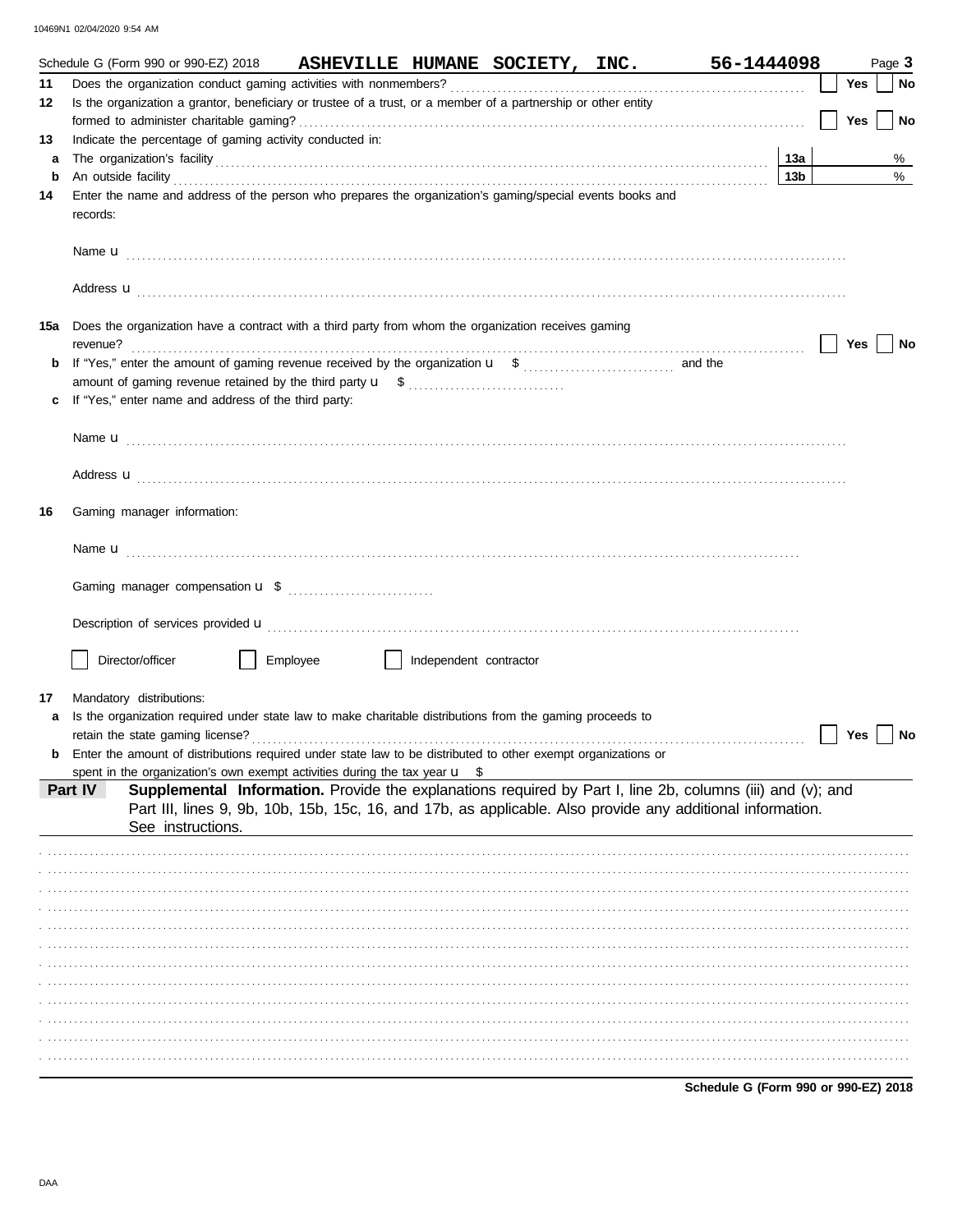Schedule G (Form 990 or 990-EZ) 2018 **ASHEVILLE HUMANE SOCIETY, INC.** **56-1444098** Page **3**

**11** Does the organization conduct gaming activities with nonmembers? Yes No

**12** Is the organization a grantor, beneficiary or trustee of a trust, or a member of a partnership or other entity formed to administer charitable gaming? Yes No

**13** Indicate the percentage of gaming activity conducted in:

**a** The organization's facility **13a** %

**b** An outside facility **13b** %

**14** Enter the name and address of the person who prepares the organization's gaming/special events books and records:

Name

Address

**15a** Does the organization have a contract with a third party from whom the organization receives gaming revenue? Yes No

**b** If "Yes," enter the amount of gaming revenue received by the organization $ and the amount of gaming revenue retained by the third party $

**c** If "Yes," enter name and address of the third party:

Name

Address

**16** Gaming manager information:

Name

Gaming manager compensation $

Description of services provided

Director/officer Employee Independent contractor

**17** Mandatory distributions:

**a** Is the organization required under state law to make charitable distributions from the gaming proceeds to retain the state gaming license? Yes No

**b** Enter the amount of distributions required under state law to be distributed to other exempt organizations or spent in the organization's own exempt activities during the tax year $

**Part IV** **Supplemental Information.** Provide the explanations required by Part I, line 2b, columns (iii) and (v); and Part III, lines 9, 9b, 10b, 15b, 15c, 16, and 17b, as applicable. Also provide any additional information. See instructions.

**Schedule G (Form 990 or 990-EZ) 2018**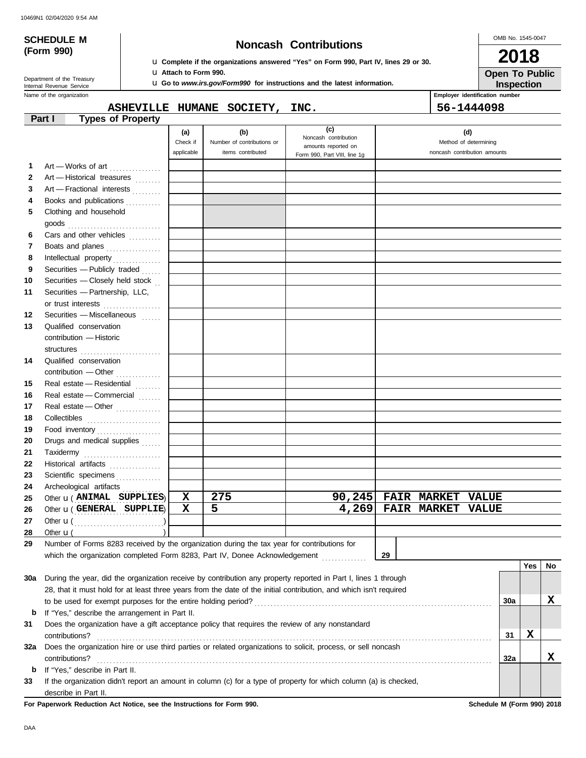10469N1 02/04/2020 9:54 AM

**SCHEDULE M (Form 990)**

Department of the Treasury
Internal Revenue Service

# Noncash Contributions

u Complete if the organizations answered "Yes" on Form 990, Part IV, lines 29 or 30.
u Attach to Form 990.
u Go to *www.irs.gov/Form990* for instructions and the latest information.

OMB No. 1545-0047

**2018**

**Open To Public Inspection**

Name of the organization: **ASHEVILLE HUMANE SOCIETY, INC.**

Employer identification number: **56-1444098**

## Part I Types of Property

| | | (a) Check if applicable | (b) Number of contributions or items contributed | (c) Noncash contribution amounts reported on Form 990, Part VIII, line 1g | (d) Method of determining noncash contribution amounts |
|---|---|---|---|---|---|
| 1 | Art — Works of art | | | | |
| 2 | Art — Historical treasures | | | | |
| 3 | Art — Fractional interests | | | | |
| 4 | Books and publications | | | | |
| 5 | Clothing and household goods | | | | |
| 6 | Cars and other vehicles | | | | |
| 7 | Boats and planes | | | | |
| 8 | Intellectual property | | | | |
| 9 | Securities — Publicly traded | | | | |
| 10 | Securities — Closely held stock | | | | |
| 11 | Securities — Partnership, LLC, or trust interests | | | | |
| 12 | Securities — Miscellaneous | | | | |
| 13 | Qualified conservation contribution — Historic structures | | | | |
| 14 | Qualified conservation contribution — Other | | | | |
| 15 | Real estate — Residential | | | | |
| 16 | Real estate — Commercial | | | | |
| 17 | Real estate — Other | | | | |
| 18 | Collectibles | | | | |
| 19 | Food inventory | | | | |
| 20 | Drugs and medical supplies | | | | |
| 21 | Taxidermy | | | | |
| 22 | Historical artifacts | | | | |
| 23 | Scientific specimens | | | | |
| 24 | Archeological artifacts | | | | |
| 25 | Other u ( ANIMAL SUPPLIES ) | X | 275 | 90,245 | FAIR MARKET VALUE |
| 26 | Other u ( GENERAL SUPPLIE ) | X | 5 | 4,269 | FAIR MARKET VALUE |
| 27 | Other u ( ) | | | | |
| 28 | Other u ( ) | | | | |

29 Number of Forms 8283 received by the organization during the tax year for contributions for which the organization completed Form 8283, Part IV, Donee Acknowledgement . . . **29**

| | | | Yes | No |
|---|---|---|---|---|
| 30a | During the year, did the organization receive by contribution any property reported in Part I, lines 1 through 28, that it must hold for at least three years from the date of the initial contribution, and which isn't required to be used for exempt purposes for the entire holding period? | 30a | | X |
| b | If "Yes," describe the arrangement in Part II. | | | |
| 31 | Does the organization have a gift acceptance policy that requires the review of any nonstandard contributions? | 31 | X | |
| 32a | Does the organization hire or use third parties or related organizations to solicit, process, or sell noncash contributions? | 32a | | X |
| b | If "Yes," describe in Part II. | | | |
| 33 | If the organization didn't report an amount in column (c) for a type of property for which column (a) is checked, describe in Part II. | | | |

**For Paperwork Reduction Act Notice, see the Instructions for Form 990.** **Schedule M (Form 990) 2018**

DAA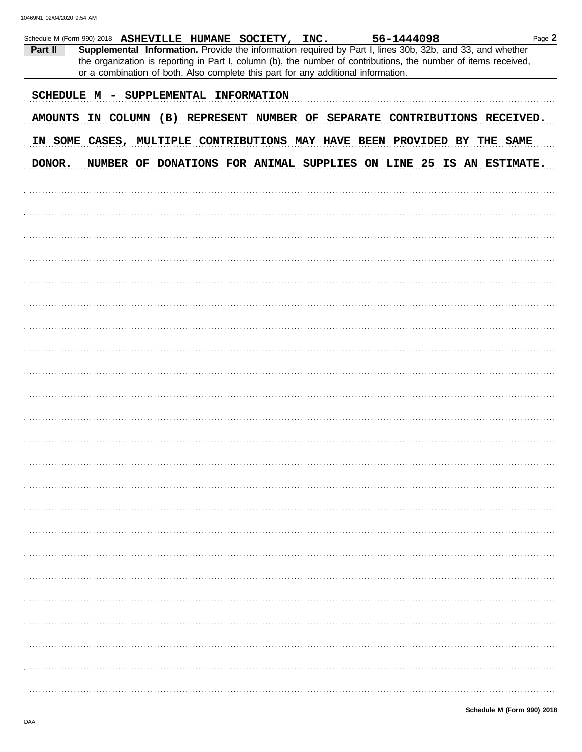Schedule M (Form 990) 2018 **ASHEVILLE HUMANE SOCIETY, INC.** **56-1444098**

**Part II** **Supplemental Information.** Provide the information required by Part I, lines 30b, 32b, and 33, and whether the organization is reporting in Part I, column (b), the number of contributions, the number of items received, or a combination of both. Also complete this part for any additional information.

SCHEDULE M - SUPPLEMENTAL INFORMATION

AMOUNTS IN COLUMN (B) REPRESENT NUMBER OF SEPARATE CONTRIBUTIONS RECEIVED. IN SOME CASES, MULTIPLE CONTRIBUTIONS MAY HAVE BEEN PROVIDED BY THE SAME DONOR. NUMBER OF DONATIONS FOR ANIMAL SUPPLIES ON LINE 25 IS AN ESTIMATE.

**Schedule M (Form 990) 2018**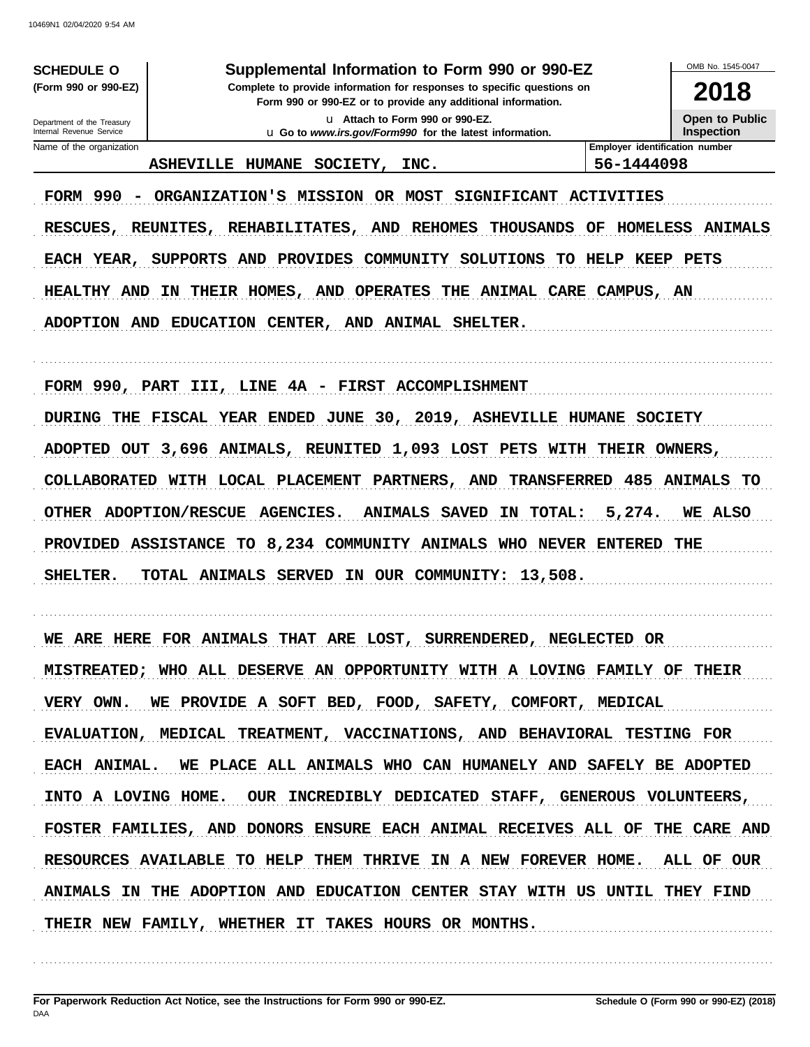10469N1 02/04/2020 9:54 AM

**SCHEDULE O** (Form 990 or 990-EZ)

Department of the Treasury
Internal Revenue Service

# Supplemental Information to Form 990 or 990-EZ

**Complete to provide information for responses to specific questions on Form 990 or 990-EZ or to provide any additional information.**

u Attach to Form 990 or 990-EZ.
u Go to *www.irs.gov/Form990* for the latest information.

OMB No. 1545-0047

**2018**

**Open to Public Inspection**

| Name of the organization | Employer identification number |
|---|---|
| ASHEVILLE HUMANE SOCIETY, INC. | 56-1444098 |

FORM 990 - ORGANIZATION'S MISSION OR MOST SIGNIFICANT ACTIVITIES

RESCUES, REUNITES, REHABILITATES, AND REHOMES THOUSANDS OF HOMELESS ANIMALS EACH YEAR, SUPPORTS AND PROVIDES COMMUNITY SOLUTIONS TO HELP KEEP PETS HEALTHY AND IN THEIR HOMES, AND OPERATES THE ANIMAL CARE CAMPUS, AN ADOPTION AND EDUCATION CENTER, AND ANIMAL SHELTER.

FORM 990, PART III, LINE 4A - FIRST ACCOMPLISHMENT

DURING THE FISCAL YEAR ENDED JUNE 30, 2019, ASHEVILLE HUMANE SOCIETY ADOPTED OUT 3,696 ANIMALS, REUNITED 1,093 LOST PETS WITH THEIR OWNERS, COLLABORATED WITH LOCAL PLACEMENT PARTNERS, AND TRANSFERRED 485 ANIMALS TO OTHER ADOPTION/RESCUE AGENCIES. ANIMALS SAVED IN TOTAL: 5,274. WE ALSO PROVIDED ASSISTANCE TO 8,234 COMMUNITY ANIMALS WHO NEVER ENTERED THE SHELTER. TOTAL ANIMALS SERVED IN OUR COMMUNITY: 13,508.

WE ARE HERE FOR ANIMALS THAT ARE LOST, SURRENDERED, NEGLECTED OR MISTREATED; WHO ALL DESERVE AN OPPORTUNITY WITH A LOVING FAMILY OF THEIR VERY OWN. WE PROVIDE A SOFT BED, FOOD, SAFETY, COMFORT, MEDICAL EVALUATION, MEDICAL TREATMENT, VACCINATIONS, AND BEHAVIORAL TESTING FOR EACH ANIMAL. WE PLACE ALL ANIMALS WHO CAN HUMANELY AND SAFELY BE ADOPTED INTO A LOVING HOME. OUR INCREDIBLY DEDICATED STAFF, GENEROUS VOLUNTEERS, FOSTER FAMILIES, AND DONORS ENSURE EACH ANIMAL RECEIVES ALL OF THE CARE AND RESOURCES AVAILABLE TO HELP THEM THRIVE IN A NEW FOREVER HOME. ALL OF OUR ANIMALS IN THE ADOPTION AND EDUCATION CENTER STAY WITH US UNTIL THEY FIND THEIR NEW FAMILY, WHETHER IT TAKES HOURS OR MONTHS.

**For Paperwork Reduction Act Notice, see the Instructions for Form 990 or 990-EZ.** DAA **Schedule O (Form 990 or 990-EZ) (2018)**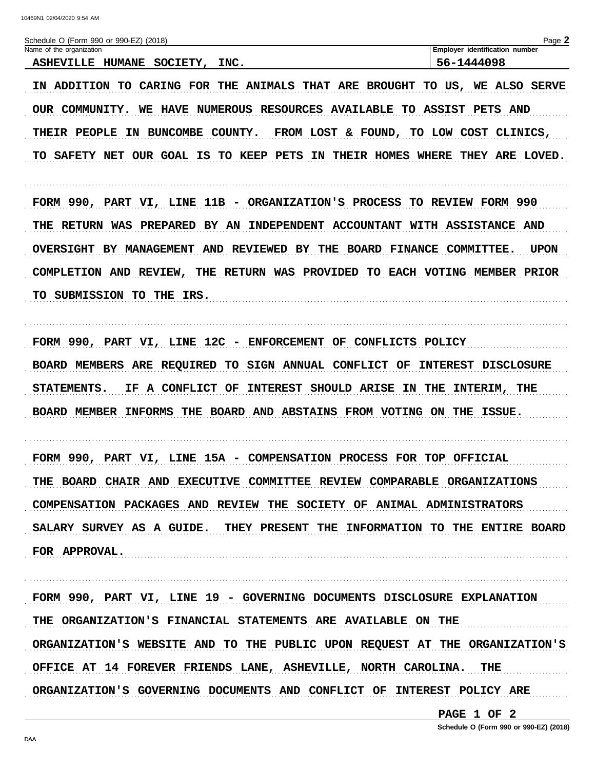Schedule O (Form 990 or 990-EZ) (2018)

| Name of the organization | Employer identification number |
|---|---|
| ASHEVILLE HUMANE SOCIETY, INC. | 56-1444098 |

IN ADDITION TO CARING FOR THE ANIMALS THAT ARE BROUGHT TO US, WE ALSO SERVE OUR COMMUNITY. WE HAVE NUMEROUS RESOURCES AVAILABLE TO ASSIST PETS AND THEIR PEOPLE IN BUNCOMBE COUNTY. FROM LOST & FOUND, TO LOW COST CLINICS, TO SAFETY NET OUR GOAL IS TO KEEP PETS IN THEIR HOMES WHERE THEY ARE LOVED.

FORM 990, PART VI, LINE 11B - ORGANIZATION'S PROCESS TO REVIEW FORM 990

THE RETURN WAS PREPARED BY AN INDEPENDENT ACCOUNTANT WITH ASSISTANCE AND OVERSIGHT BY MANAGEMENT AND REVIEWED BY THE BOARD FINANCE COMMITTEE. UPON COMPLETION AND REVIEW, THE RETURN WAS PROVIDED TO EACH VOTING MEMBER PRIOR TO SUBMISSION TO THE IRS.

FORM 990, PART VI, LINE 12C - ENFORCEMENT OF CONFLICTS POLICY

BOARD MEMBERS ARE REQUIRED TO SIGN ANNUAL CONFLICT OF INTEREST DISCLOSURE STATEMENTS. IF A CONFLICT OF INTEREST SHOULD ARISE IN THE INTERIM, THE BOARD MEMBER INFORMS THE BOARD AND ABSTAINS FROM VOTING ON THE ISSUE.

FORM 990, PART VI, LINE 15A - COMPENSATION PROCESS FOR TOP OFFICIAL

THE BOARD CHAIR AND EXECUTIVE COMMITTEE REVIEW COMPARABLE ORGANIZATIONS COMPENSATION PACKAGES AND REVIEW THE SOCIETY OF ANIMAL ADMINISTRATORS SALARY SURVEY AS A GUIDE. THEY PRESENT THE INFORMATION TO THE ENTIRE BOARD FOR APPROVAL.

FORM 990, PART VI, LINE 19 - GOVERNING DOCUMENTS DISCLOSURE EXPLANATION

THE ORGANIZATION'S FINANCIAL STATEMENTS ARE AVAILABLE ON THE ORGANIZATION'S WEBSITE AND TO THE PUBLIC UPON REQUEST AT THE ORGANIZATION'S OFFICE AT 14 FOREVER FRIENDS LANE, ASHEVILLE, NORTH CAROLINA. THE ORGANIZATION'S GOVERNING DOCUMENTS AND CONFLICT OF INTEREST POLICY ARE

PAGE 1 OF 2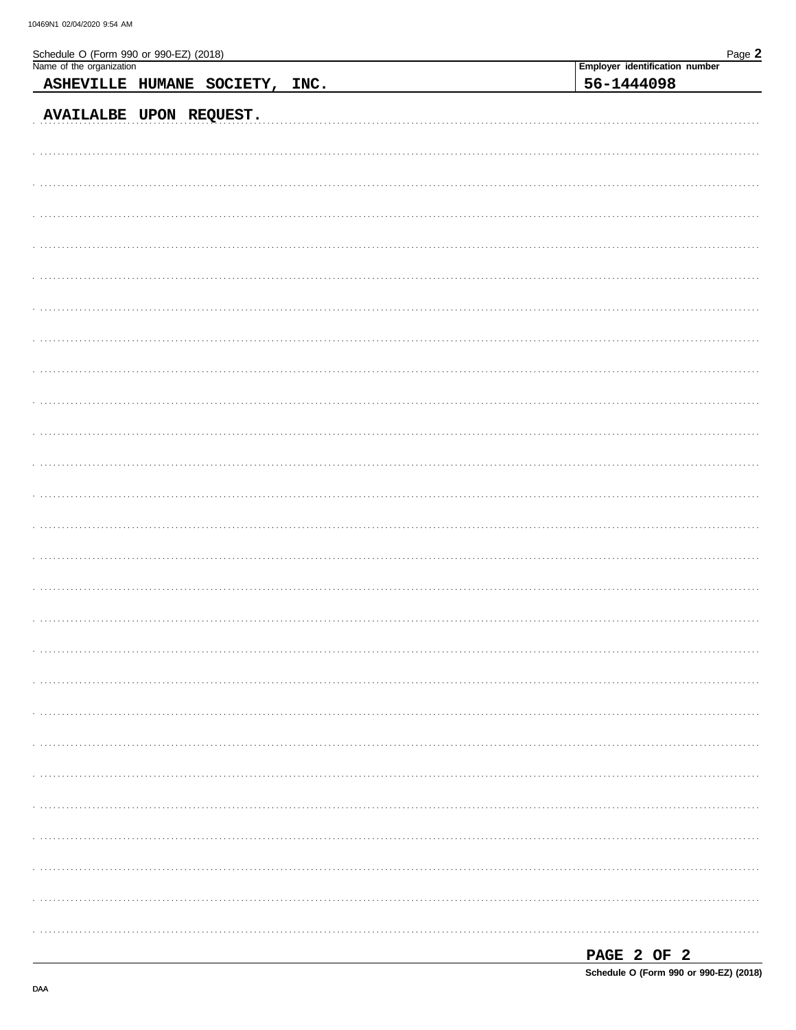Schedule O (Form 990 or 990-EZ) (2018)

| Name of the organization | Employer identification number |
| --- | --- |
| ASHEVILLE HUMANE SOCIETY, INC. | 56-1444098 |

AVAILALBE UPON REQUEST.

PAGE 2 OF 2

Schedule O (Form 990 or 990-EZ) (2018)